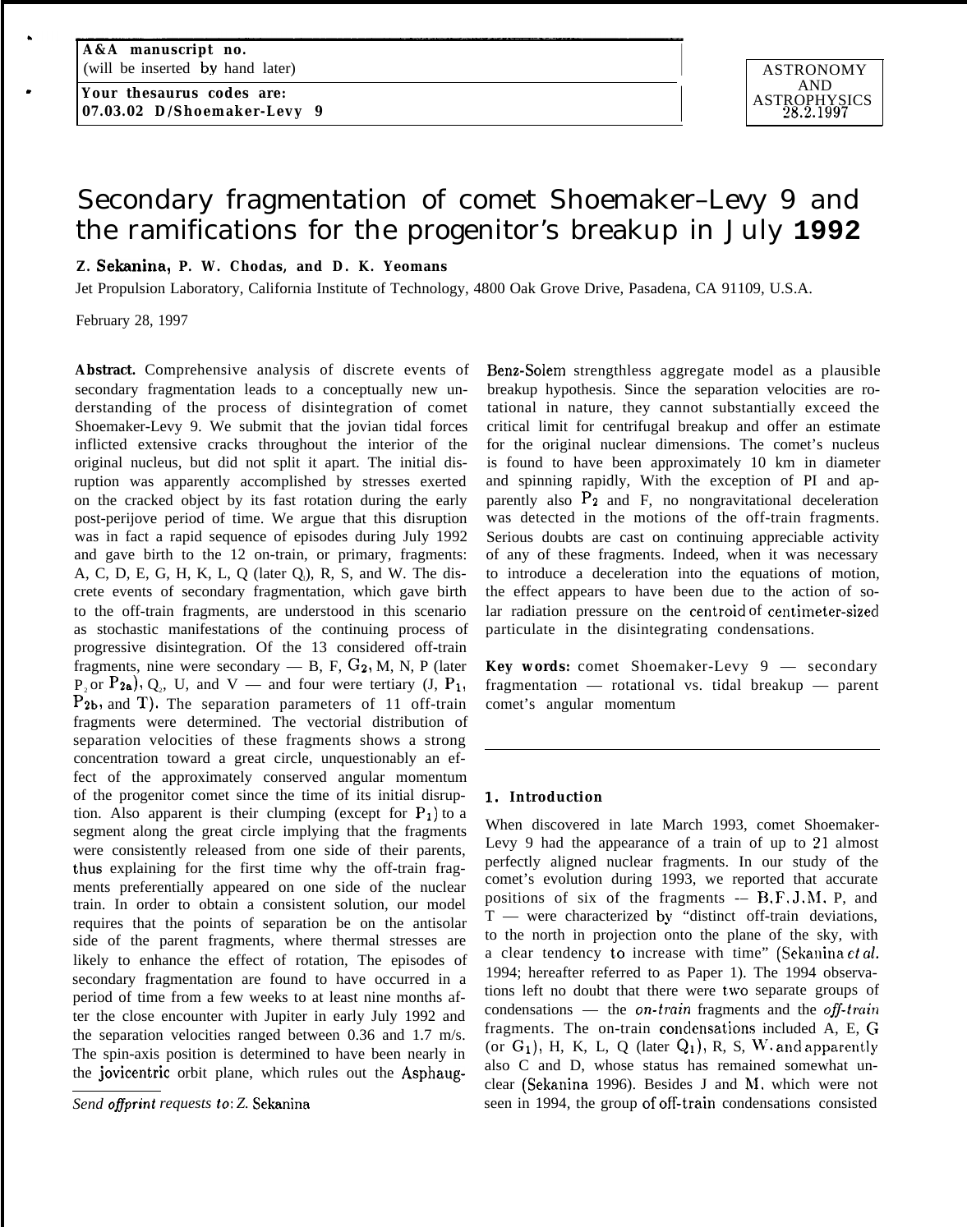A&A manuscript no.
(will be inserted by hand later)

Your thesaurus codes are:
07.03.02 D/Shoemaker-Levy 9

ASTRONOMY AND ASTROPHYSICS 28.2.1997

# Secondary fragmentation of comet Shoemaker–Levy 9 and the ramifications for the progenitor's breakup in July 1992

**Z. Sekanina, P. W. Chodas, and D. K. Yeomans**

Jet Propulsion Laboratory, California Institute of Technology, 4800 Oak Grove Drive, Pasadena, CA 91109, U.S.A.

February 28, 1997

**Abstract.** Comprehensive analysis of discrete events of secondary fragmentation leads to a conceptually new understanding of the process of disintegration of comet Shoemaker-Levy 9. We submit that the jovian tidal forces inflicted extensive cracks throughout the interior of the original nucleus, but did not split it apart. The initial disruption was apparently accomplished by stresses exerted on the cracked object by its fast rotation during the early post-perijove period of time. We argue that this disruption was in fact a rapid sequence of episodes during July 1992 and gave birth to the 12 on-train, or primary, fragments: A, C, D, E, G, H, K, L, Q (later $Q_1$), R, S, and W. The discrete events of secondary fragmentation, which gave birth to the off-train fragments, are understood in this scenario as stochastic manifestations of the continuing process of progressive disintegration. Of the 13 considered off-train fragments, nine were secondary — B, F, $G_2$, M, N, P (later $P_2$ or $P_{2a}$), $Q_2$, U, and V — and four were tertiary (J, $P_1$, $P_{2b}$, and T). The separation parameters of 11 off-train fragments were determined. The vectorial distribution of separation velocities of these fragments shows a strong concentration toward a great circle, unquestionably an effect of the approximately conserved angular momentum of the progenitor comet since the time of its initial disruption. Also apparent is their clumping (except for $P_1$) to a segment along the great circle implying that the fragments were consistently released from one side of their parents, thus explaining for the first time why the off-train fragments preferentially appeared on one side of the nuclear train. In order to obtain a consistent solution, our model requires that the points of separation be on the antisolar side of the parent fragments, where thermal stresses are likely to enhance the effect of rotation, The episodes of secondary fragmentation are found to have occurred in a period of time from a few weeks to at least nine months after the close encounter with Jupiter in early July 1992 and the separation velocities ranged between 0.36 and 1.7 m/s. The spin-axis position is determined to have been nearly in the jovicentric orbit plane, which rules out the Asphaug-Benz-Solem strengthless aggregate model as a plausible breakup hypothesis. Since the separation velocities are rotational in nature, they cannot substantially exceed the critical limit for centrifugal breakup and offer an estimate for the original nuclear dimensions. The comet's nucleus is found to have been approximately 10 km in diameter and spinning rapidly, With the exception of PI and apparently also $P_2$ and F, no nongravitational deceleration was detected in the motions of the off-train fragments. Serious doubts are cast on continuing appreciable activity of any of these fragments. Indeed, when it was necessary to introduce a deceleration into the equations of motion, the effect appears to have been due to the action of solar radiation pressure on the centroid of centimeter-sized particulate in the disintegrating condensations.

**Key words:** comet Shoemaker-Levy 9 — secondary fragmentation — rotational vs. tidal breakup — parent comet's angular momentum

*Send offprint requests to: Z. Sekanina*

## 1. Introduction

When discovered in late March 1993, comet Shoemaker-Levy 9 had the appearance of a train of up to 21 almost perfectly aligned nuclear fragments. In our study of the comet's evolution during 1993, we reported that accurate positions of six of the fragments — B, F, J, M, P, and T — were characterized by "distinct off-train deviations, to the north in projection onto the plane of the sky, with a clear tendency to increase with time" (Sekanina *et al.* 1994; hereafter referred to as Paper 1). The 1994 observations left no doubt that there were two separate groups of condensations — the *on-train* fragments and the *off-train* fragments. The on-train condensations included A, E, G (or $G_1$), H, K, L, Q (later $Q_1$), R, S, W, and apparently also C and D, whose status has remained somewhat unclear (Sekanina 1996). Besides J and M, which were not seen in 1994, the group of off-train condensations consisted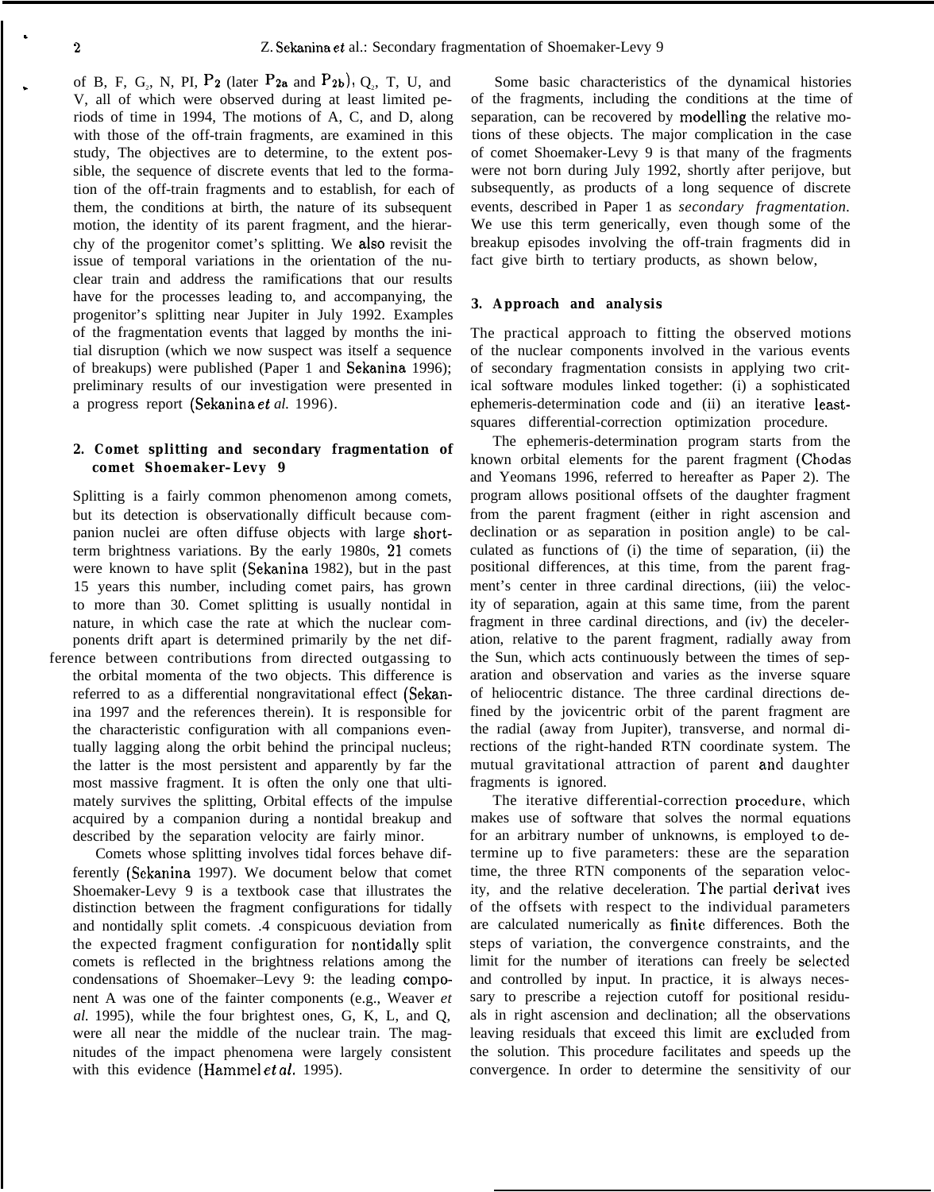of B, F, $G_2$, N, PI, $P_2$ (later $P_{2a}$ and $P_{2b}$), $Q_2$, T, U, and V, all of which were observed during at least limited periods of time in 1994, The motions of A, C, and D, along with those of the off-train fragments, are examined in this study, The objectives are to determine, to the extent possible, the sequence of discrete events that led to the formation of the off-train fragments and to establish, for each of them, the conditions at birth, the nature of its subsequent motion, the identity of its parent fragment, and the hierarchy of the progenitor comet's splitting. We also revisit the issue of temporal variations in the orientation of the nuclear train and address the ramifications that our results have for the processes leading to, and accompanying, the progenitor's splitting near Jupiter in July 1992. Examples of the fragmentation events that lagged by months the initial disruption (which we now suspect was itself a sequence of breakups) were published (Paper 1 and Sekanina 1996); preliminary results of our investigation were presented in a progress report (Sekanina *et al.* 1996).

## 2. Comet splitting and secondary fragmentation of comet Shoemaker-Levy 9

Splitting is a fairly common phenomenon among comets, but its detection is observationally difficult because companion nuclei are often diffuse objects with large short-term brightness variations. By the early 1980s, 21 comets were known to have split (Sekanina 1982), but in the past 15 years this number, including comet pairs, has grown to more than 30. Comet splitting is usually nontidal in nature, in which case the rate at which the nuclear components drift apart is determined primarily by the net difference between contributions from directed outgassing to the orbital momenta of the two objects. This difference is referred to as a differential nongravitational effect (Sekanina 1997 and the references therein). It is responsible for the characteristic configuration with all companions eventually lagging along the orbit behind the principal nucleus; the latter is the most persistent and apparently by far the most massive fragment. It is often the only one that ultimately survives the splitting, Orbital effects of the impulse acquired by a companion during a nontidal breakup and described by the separation velocity are fairly minor.

Comets whose splitting involves tidal forces behave differently (Sekanina 1997). We document below that comet Shoemaker-Levy 9 is a textbook case that illustrates the distinction between the fragment configurations for tidally and nontidally split comets. A conspicuous deviation from the expected fragment configuration for nontidally split comets is reflected in the brightness relations among the condensations of Shoemaker–Levy 9: the leading component A was one of the fainter components (e.g., Weaver *et al.* 1995), while the four brightest ones, G, K, L, and Q, were all near the middle of the nuclear train. The magnitudes of the impact phenomena were largely consistent with this evidence (Hammel *et al.* 1995).

Some basic characteristics of the dynamical histories of the fragments, including the conditions at the time of separation, can be recovered by modelling the relative motions of these objects. The major complication in the case of comet Shoemaker-Levy 9 is that many of the fragments were not born during July 1992, shortly after perijove, but subsequently, as products of a long sequence of discrete events, described in Paper 1 as *secondary fragmentation*. We use this term generically, even though some of the breakup episodes involving the off-train fragments did in fact give birth to tertiary products, as shown below,

## 3. Approach and analysis

The practical approach to fitting the observed motions of the nuclear components involved in the various events of secondary fragmentation consists in applying two critical software modules linked together: (i) a sophisticated ephemeris-determination code and (ii) an iterative least-squares differential-correction optimization procedure.

The ephemeris-determination program starts from the known orbital elements for the parent fragment (Chodas and Yeomans 1996, referred to hereafter as Paper 2). The program allows positional offsets of the daughter fragment from the parent fragment (either in right ascension and declination or as separation in position angle) to be calculated as functions of (i) the time of separation, (ii) the positional differences, at this time, from the parent fragment's center in three cardinal directions, (iii) the velocity of separation, again at this same time, from the parent fragment in three cardinal directions, and (iv) the deceleration, relative to the parent fragment, radially away from the Sun, which acts continuously between the times of separation and observation and varies as the inverse square of heliocentric distance. The three cardinal directions defined by the jovicentric orbit of the parent fragment are the radial (away from Jupiter), transverse, and normal directions of the right-handed RTN coordinate system. The mutual gravitational attraction of parent and daughter fragments is ignored.

The iterative differential-correction procedure, which makes use of software that solves the normal equations for an arbitrary number of unknowns, is employed to determine up to five parameters: these are the separation time, the three RTN components of the separation velocity, and the relative deceleration. The partial derivatives of the offsets with respect to the individual parameters are calculated numerically as finite differences. Both the steps of variation, the convergence constraints, and the limit for the number of iterations can freely be selected and controlled by input. In practice, it is always necessary to prescribe a rejection cutoff for positional residuals in right ascension and declination; all the observations leaving residuals that exceed this limit are excluded from the solution. This procedure facilitates and speeds up the convergence. In order to determine the sensitivity of our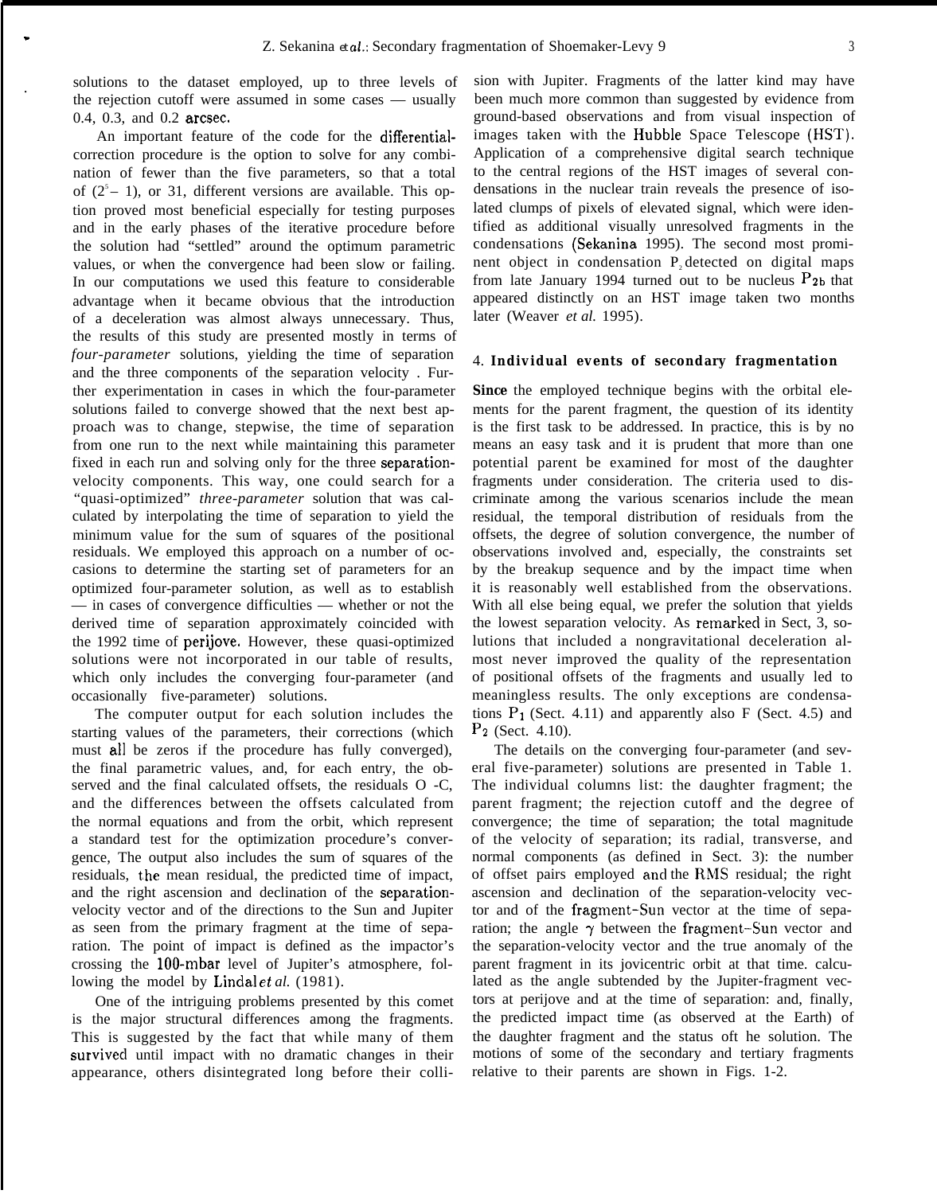solutions to the dataset employed, up to three levels of the rejection cutoff were assumed in some cases — usually 0.4, 0.3, and 0.2 arcsec.

An important feature of the code for the differential-correction procedure is the option to solve for any combination of fewer than the five parameters, so that a total of $(2^5 - 1)$, or 31, different versions are available. This option proved most beneficial especially for testing purposes and in the early phases of the iterative procedure before the solution had "settled" around the optimum parametric values, or when the convergence had been slow or failing. In our computations we used this feature to considerable advantage when it became obvious that the introduction of a deceleration was almost always unnecessary. Thus, the results of this study are presented mostly in terms of *four-parameter* solutions, yielding the time of separation and the three components of the separation velocity . Further experimentation in cases in which the four-parameter solutions failed to converge showed that the next best approach was to change, stepwise, the time of separation from one run to the next while maintaining this parameter fixed in each run and solving only for the three separation-velocity components. This way, one could search for a "quasi-optimized" *three-parameter* solution that was calculated by interpolating the time of separation to yield the minimum value for the sum of squares of the positional residuals. We employed this approach on a number of occasions to determine the starting set of parameters for an optimized four-parameter solution, as well as to establish — in cases of convergence difficulties — whether or not the derived time of separation approximately coincided with the 1992 time of perijove. However, these quasi-optimized solutions were not incorporated in our table of results, which only includes the converging four-parameter (and occasionally five-parameter) solutions.

The computer output for each solution includes the starting values of the parameters, their corrections (which must all be zeros if the procedure has fully converged), the final parametric values, and, for each entry, the observed and the final calculated offsets, the residuals O -C, and the differences between the offsets calculated from the normal equations and from the orbit, which represent a standard test for the optimization procedure's convergence, The output also includes the sum of squares of the residuals, the mean residual, the predicted time of impact, and the right ascension and declination of the separation-velocity vector and of the directions to the Sun and Jupiter as seen from the primary fragment at the time of separation. The point of impact is defined as the impactor's crossing the 100-mbar level of Jupiter's atmosphere, following the model by Lindal *et al.* (1981).

One of the intriguing problems presented by this comet is the major structural differences among the fragments. This is suggested by the fact that while many of them survived until impact with no dramatic changes in their appearance, others disintegrated long before their collision with Jupiter. Fragments of the latter kind may have been much more common than suggested by evidence from ground-based observations and from visual inspection of images taken with the Hubble Space Telescope (HST). Application of a comprehensive digital search technique to the central regions of the HST images of several condensations in the nuclear train reveals the presence of isolated clumps of pixels of elevated signal, which were identified as additional visually unresolved fragments in the condensations (Sekanina 1995). The second most prominent object in condensation $P_2$ detected on digital maps from late January 1994 turned out to be nucleus $P_{2b}$ that appeared distinctly on an HST image taken two months later (Weaver *et al.* 1995).

## 4. Individual events of secondary fragmentation

**Since** the employed technique begins with the orbital elements for the parent fragment, the question of its identity is the first task to be addressed. In practice, this is by no means an easy task and it is prudent that more than one potential parent be examined for most of the daughter fragments under consideration. The criteria used to discriminate among the various scenarios include the mean residual, the temporal distribution of residuals from the offsets, the degree of solution convergence, the number of observations involved and, especially, the constraints set by the breakup sequence and by the impact time when it is reasonably well established from the observations. With all else being equal, we prefer the solution that yields the lowest separation velocity. As remarked in Sect, 3, solutions that included a nongravitational deceleration almost never improved the quality of the representation of positional offsets of the fragments and usually led to meaningless results. The only exceptions are condensations $P_1$ (Sect. 4.11) and apparently also F (Sect. 4.5) and $P_2$ (Sect. 4.10).

The details on the converging four-parameter (and several five-parameter) solutions are presented in Table 1. The individual columns list: the daughter fragment; the parent fragment; the rejection cutoff and the degree of convergence; the time of separation; the total magnitude of the velocity of separation; its radial, transverse, and normal components (as defined in Sect. 3): the number of offset pairs employed and the RMS residual; the right ascension and declination of the separation-velocity vector and of the fragment-Sun vector at the time of separation; the angle $\gamma$ between the fragment-Sun vector and the separation-velocity vector and the true anomaly of the parent fragment in its jovicentric orbit at that time. calculated as the angle subtended by the Jupiter-fragment vectors at perijove and at the time of separation: and, finally, the predicted impact time (as observed at the Earth) of the daughter fragment and the status oft he solution. The motions of some of the secondary and tertiary fragments relative to their parents are shown in Figs. 1-2.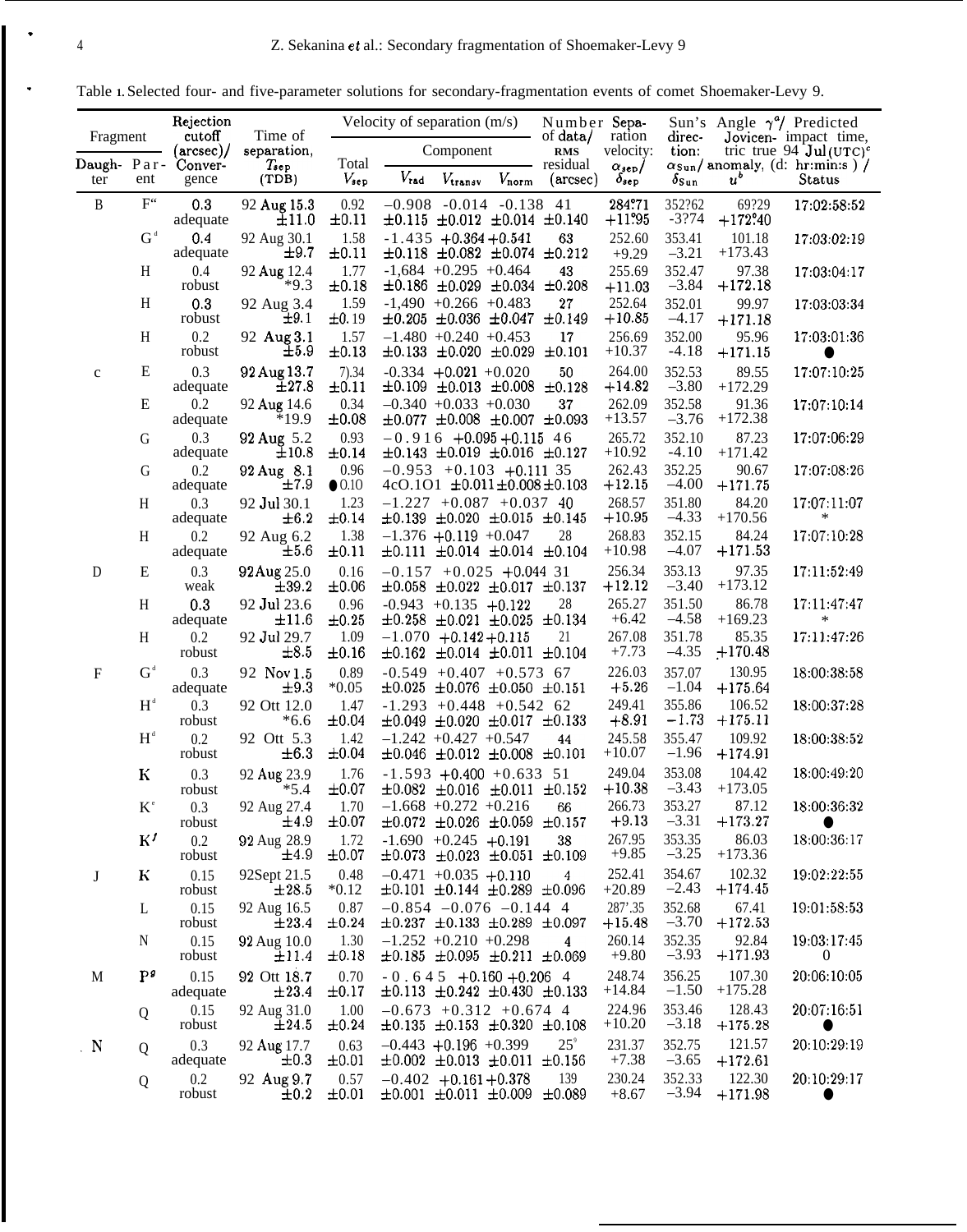Table 1. Selected four- and five-parameter solutions for secondary-fragmentation events of comet Shoemaker-Levy 9.

| Fragment | | Rejection cutoff (arcsec)/ Convergence | Time of separation, $T_{sep}$ (TDB) | Velocity of separation (m/s) | | | | Number of data/ RMS residual (arcsec) | Separation velocity: $\alpha_{sep}$/ $\delta_{sep}$ | Sun's direction: $\alpha_{Sun}$/ $\delta_{Sun}$ | Angle $\gamma^a$/ Jovicentric true anomaly, $u^b$ | Predicted impact time, 94 Jul (UTC)[c] (d: hr:min:s) / Status |
|---|---|---|---|---|---|---|---|---|---|---|---|---|
| Daughter | Parent | | | Total $V_{sep}$ | $V_{rad}$ | $V_{transv}$ | $V_{norm}$ | | | | | |
| B | F[a] | 0.3 adequate | 92 Aug 15.3 ±11.0 | 0.92 ±0.11 | −0.908 ±0.115 | −0.014 ±0.012 | −0.138 ±0.014 | 41 ±0.140 | 284°71 +11°95 | 352?62 −3?74 | 69?29 +172°40 | 17:02:58:52 |
| | G[d] | 0.4 adequate | 92 Aug 30.1 ±9.7 | 1.58 ±0.11 | −1.435 ±0.118 | +0.364 ±0.082 | +0.541 ±0.074 | 63 ±0.212 | 252.60 +9.29 | 353.41 −3.21 | 101.18 +173.43 | 17:03:02:19 |
| | H | 0.4 robust | 92 Aug 12.4 *9.3 | 1.77 ±0.18 | −1,684 ±0.186 | +0.295 ±0.029 | +0.464 ±0.034 | 43 ±0.208 | 255.69 +11.03 | 352.47 −3.84 | 97.38 +172.18 | 17:03:04:17 |
| | H | 0.3 robust | 92 Aug 3.4 ±9.1 | 1.59 ±0.19 | −1,490 ±0.205 | +0.266 ±0.036 | +0.483 ±0.047 | 27 ±0.149 | 252.64 +10.85 | 352.01 −4.17 | 99.97 +171.18 | 17:03:03:34 |
| | H | 0.2 robust | 92 Aug 3.1 ±5.9 | 1.57 ±0.13 | −1.480 ±0.133 | +0.240 ±0.020 | +0.453 ±0.029 | 17 ±0.101 | 256.69 +10.37 | 352.00 −4.18 | 95.96 +171.15 | 17:03:01:36 ● |
| C | E | 0.3 adequate | 92 Aug 13.7 ±27.8 | 7).34 ±0.11 | −0.334 ±0.109 | +0.021 ±0.013 | +0.020 ±0.008 | 50 ±0.128 | 264.00 +14.82 | 352.53 −3.80 | 89.55 +172.29 | 17:07:10:25 |
| | E | 0.2 adequate | 92 Aug 14.6 *19.9 | 0.34 ±0.08 | −0.340 ±0.077 | +0.033 ±0.008 | +0.030 ±0.007 | 37 ±0.093 | 262.09 +13.57 | 352.58 −3.76 | 91.36 +172.38 | 17:07:10:14 |
| | G | 0.3 adequate | 92 Aug 5.2 ±10.8 | 0.93 ±0.14 | −0.916 ±0.143 | +0.095 ±0.019 | +0.115 ±0.016 | 46 ±0.127 | 265.72 +10.92 | 352.10 −4.10 | 87.23 +171.42 | 17:07:06:29 |
| | G | 0.2 adequate | 92 Aug 8.1 ±7.9 | 0.96 ●0.10 | −0.953 4cO.1O1 | +0.103 ±0.011 | +0.111 ±0.008 | 35 ±0.103 | 262.43 +12.15 | 352.25 −4.00 | 90.67 +171.75 | 17:07:08:26 |
| | H | 0.3 adequate | 92 Jul 30.1 ±6.2 | 1.23 ±0.14 | −1.227 ±0.139 | +0.087 ±0.020 | +0.037 ±0.015 | 40 ±0.145 | 268.57 +10.95 | 351.80 −4.33 | 84.20 +170.56 | 17:07:11:07 * |
| | H | 0.2 adequate | 92 Aug 6.2 ±5.6 | 1.38 ±0.11 | −1.376 ±0.111 | +0.119 ±0.014 | +0.047 ±0.014 | 28 ±0.104 | 268.83 +10.98 | 352.15 −4.07 | 84.24 +171.53 | 17:07:10:28 |
| D | E | 0.3 weak | 92 Aug 25.0 ±39.2 | 0.16 ±0.06 | −0.157 ±0.058 | +0.025 ±0.022 | +0.044 ±0.017 | 31 ±0.137 | 256.34 +12.12 | 353.13 −3.40 | 97.35 +173.12 | 17:11:52:49 |
| | H | 0.3 adequate | 92 Jul 23.6 ±11.6 | 0.96 ±0.25 | −0.943 ±0.258 | +0.135 ±0.021 | +0.122 ±0.025 | 28 ±0.134 | 265.27 +6.42 | 351.50 −4.58 | 86.78 +169.23 | 17:11:47:47 * |
| | H | 0.2 robust | 92 Jul 29.7 ±8.5 | 1.09 ±0.16 | −1.070 ±0.162 | +0.142 ±0.014 | +0.115 ±0.011 | 21 ±0.104 | 267.08 +7.73 | 351.78 −4.35 | 85.35 +170.48 | 17:11:47:26 |
| F | G[d] | 0.3 adequate | 92 Nov 1.5 ±9.3 | 0.89 *0.05 | −0.549 ±0.025 | +0.407 ±0.076 | +0.573 ±0.050 | 67 ±0.151 | 226.03 +5.26 | 357.07 −1.04 | 130.95 +175.64 | 18:00:38:58 |
| | H[d] | 0.3 robust | 92 Ott 12.0 *6.6 | 1.47 ±0.04 | −1.293 ±0.049 | +0.448 ±0.020 | +0.542 ±0.017 | 62 ±0.133 | 249.41 +8.91 | 355.86 −1.73 | 106.52 +175.11 | 18:00:37:28 |
| | H[d] | 0.2 robust | 92 Ott 5.3 ±6.3 | 1.42 ±0.04 | −1.242 ±0.046 | +0.427 ±0.012 | +0.547 ±0.008 | 44 ±0.101 | 245.58 +10.07 | 355.47 −1.96 | 109.92 +174.91 | 18:00:38:52 |
| | K | 0.3 robust | 92 Aug 23.9 *5.4 | 1.76 ±0.07 | −1.593 ±0.082 | +0.400 ±0.016 | +0.633 ±0.011 | 51 ±0.152 | 249.04 +10.38 | 353.08 −3.43 | 104.42 +173.05 | 18:00:49:20 |
| | K[e] | 0.3 robust | 92 Aug 27.4 ±4.9 | 1.70 ±0.07 | −1.668 ±0.072 | +0.272 ±0.026 | +0.216 ±0.059 | 66 ±0.157 | 266.73 +9.13 | 353.27 −3.31 | 87.12 +173.27 | 18:00:36:32 ● |
| | K[f] | 0.2 robust | 92 Aug 28.9 ±4.9 | 1.72 ±0.07 | −1.690 ±0.073 | +0.245 ±0.023 | +0.191 ±0.051 | 38 ±0.109 | 267.95 +9.85 | 353.35 −3.25 | 86.03 +173.36 | 18:00:36:17 |
| J | K | 0.15 robust | 92 Sept 21.5 ±28.5 | 0.48 *0.12 | −0.471 ±0.101 | +0.035 ±0.144 | +0.110 ±0.289 | 4 ±0.096 | 252.41 +20.89 | 354.67 −2.43 | 102.32 +174.45 | 19:02:22:55 |
| | L | 0.15 robust | 92 Aug 16.5 ±23.4 | 0.87 ±0.24 | −0.854 ±0.237 | −0.076 ±0.133 | −0.144 ±0.289 | 4 ±0.097 | 287'.35 +15.48 | 352.68 −3.70 | 67.41 +172.53 | 19:01:58:53 |
| | N | 0.15 robust | 92 Aug 10.0 ±11.4 | 1.30 ±0.18 | −1.252 ±0.185 | +0.210 ±0.095 | +0.298 ±0.211 | 4 ±0.069 | 260.14 +9.80 | 352.35 −3.93 | 92.84 +171.93 | 19:03:17:45 0 |
| M | P[g] | 0.15 adequate | 92 Ott 18.7 ±23.4 | 0.70 ±0.17 | −0.645 ±0.113 | +0.160 ±0.242 | +0.206 ±0.430 | 4 ±0.133 | 248.74 +14.84 | 356.25 −1.50 | 107.30 +175.28 | 20:06:10:05 |
| | Q | 0.15 robust | 92 Aug 31.0 ±24.5 | 1.00 ±0.24 | −0.673 ±0.135 | +0.312 ±0.153 | +0.674 ±0.320 | 4 ±0.108 | 224.96 +10.20 | 353.46 −3.18 | 128.43 +175.28 | 20:07:16:51 ● |
| N | Q | 0.3 adequate | 92 Aug 17.7 ±0.3 | 0.63 ±0.01 | −0.443 ±0.002 | +0.196 ±0.013 | +0.399 ±0.011 | 25[e] ±0.156 | 231.37 +7.38 | 352.75 −3.65 | 121.57 +172.61 | 20:10:29:19 |
| | Q | 0.2 robust | 92 Aug 9.7 ±0.2 | 0.57 ±0.01 | −0.402 ±0.001 | +0.161 ±0.011 | +0.378 ±0.009 | 139 ±0.089 | 230.24 +8.67 | 352.33 −3.94 | 122.30 +171.98 | 20:10:29:17 ● |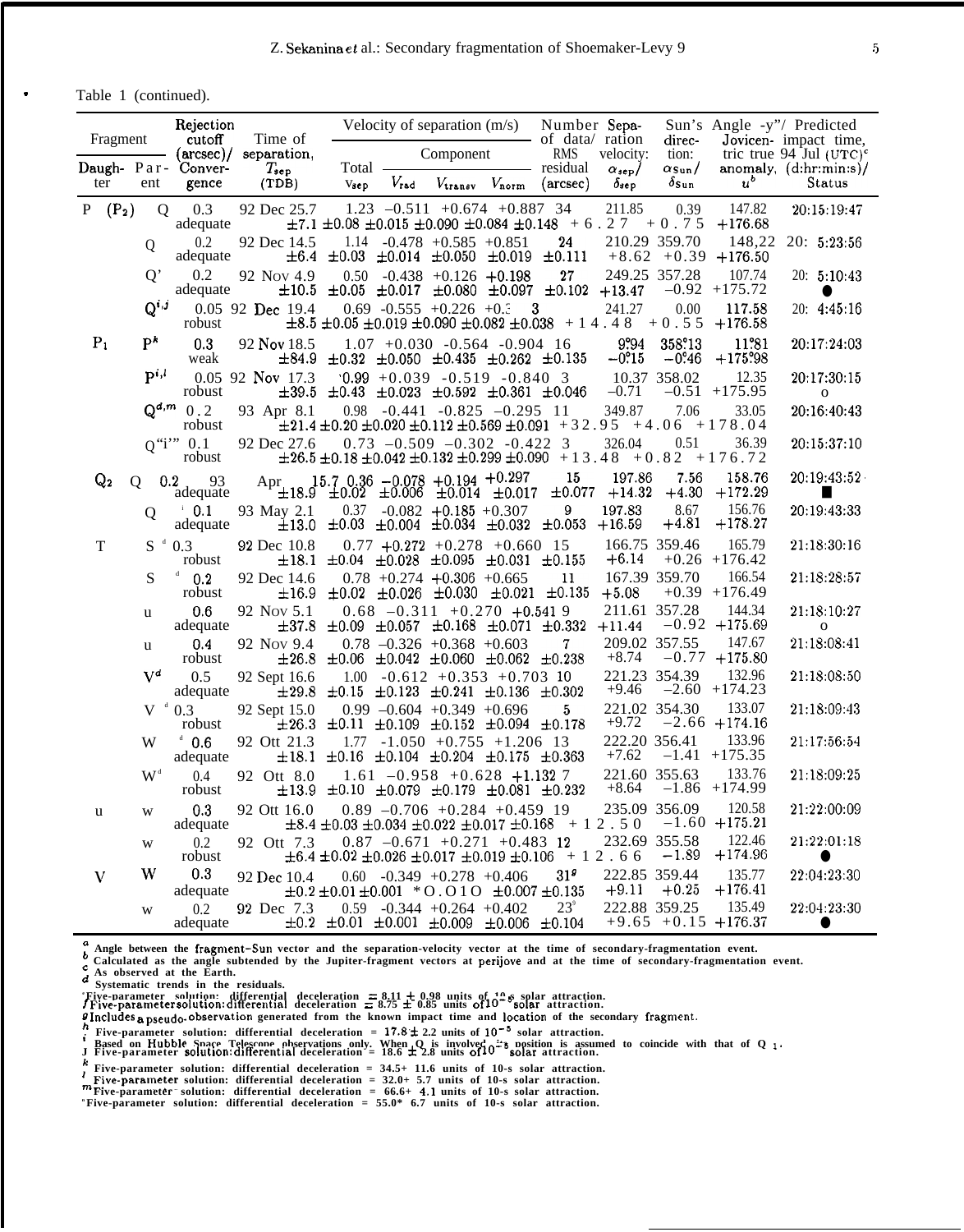Table 1 (continued).

| Fragment: Daughter | Fragment: Parent | Rejection cutoff (arcsec)/ Convergence | Time of separation, $T_{sep}$ (TDB) | Velocity of separation (m/s): Total $v_{sep}$ | Component: $V_{rad}$ | Component: $V_{transv}$ | Component: $V_{norm}$ | Number of data/ RMS residual (arcsec) | Separation velocity: $\alpha_{sep}$/ $\delta_{sep}$ | Sun's direction: $\alpha_{Sun}$/ $\delta_{Sun}$ | Angle $\gamma^a$/ Jovicentric true anomaly, $u^b$ | Predicted impact time, 94 Jul (UTC)$^c$ (d:hr:min:s)/ Status |
|---|---|---|---|---|---|---|---|---|---|---|---|---|
| P ($P_2$) | Q | 0.3 adequate | 92 Dec 25.7 ±7.1 | 1.23 ±0.08 | –0.511 ±0.015 | +0.674 ±0.090 | +0.887 ±0.084 | 34 ±0.148 | 211.85 +6.27 | 0.39 +0.75 | 147.82 +176.68 | 20:15:19:47 |
| | Q | 0.2 adequate | 92 Dec 14.5 ±6.4 | 1.14 ±0.03 | -0.478 ±0.014 | +0.585 ±0.050 | +0.851 ±0.019 | 24 ±0.111 | 210.29 +8.62 | 359.70 +0.39 | 148,22 +176.50 | 20: 5:23:56 |
| | Q' | 0.2 adequate | 92 Nov 4.9 ±10.5 | 0.50 ±0.05 | -0.438 ±0.017 | +0.126 ±0.080 | +0.198 ±0.097 | 27 ±0.102 | 249.25 +13.47 | 357.28 –0.92 | 107.74 +175.72 | 20: 5:10:43 ● |
| | $Q^{i,j}$ | 0.05 robust | 92 Dec 19.4 ±8.5 | 0.69 ±0.05 | –0.555 ±0.019 | +0.226 ±0.090 | +0.3 ±0.082 | 3 ±0.038 | 241.27 +14.48 | 0.00 +0.55 | 117.58 +176.58 | 20: 4:45:16 |
| $P_1$ | $P^k$ | 0.3 weak | 92 Nov 18.5 ±84.9 | 1.07 ±0.32 | +0.030 ±0.050 | -0.564 ±0.435 | -0.904 ±0.262 | 16 ±0.135 | 9°94 –0°15 | 358°13 –0°46 | 11°81 +175°98 | 20:17:24:03 |
| | $P^{i,l}$ | 0.05 robust | 92 Nov 17.3 ±39.5 | 0.99 ±0.43 | +0.039 ±0.023 | -0.519 ±0.592 | -0.840 ±0.361 | 3 ±0.046 | 10.37 –0.71 | 358.02 –0.51 | 12.35 +175.95 | 20:17:30:15 o |
| | $Q^{d,m}$ | 0.2 robust | 93 Apr 8.1 ±21.4 | 0.98 ±0.20 | -0.441 ±0.020 | -0.825 ±0.112 | –0.295 ±0.569 | 11 ±0.091 | 349.87 +32.95 | 7.06 +4.06 | 33.05 +178.04 | 20:16:40:43 |
| | $Q^{i,n}$ | 0.1 robust | 92 Dec 27.6 ±26.5 | 0.73 ±0.18 | –0.509 ±0.042 | –0.302 ±0.132 | -0.422 ±0.299 | 3 ±0.090 | 326.04 +13.48 | 0.51 +0.82 | 36.39 +176.72 | 20:15:37:10 |
| $Q_2$ | Q | 0.2 adequate | 93 Apr 15.7 ±18.9 | 0.36 ±0.02 | –0.078 ±0.006 | +0.194 ±0.014 | +0.297 ±0.017 | 15 ±0.077 | 197.86 +14.32 | 7.56 +4.30 | 158.76 +172.29 | 20:19:43:52 ■ |
| | Q | 0.1 adequate | 93 May 2.1 ±13.0 | 0.37 ±0.03 | -0.082 ±0.004 | +0.185 ±0.034 | +0.307 ±0.032 | 9 ±0.053 | 197.83 +16.59 | 8.67 +4.81 | 156.76 +178.27 | 20:19:43:33 |
| T | $S^d$ | 0.3 robust | 92 Dec 10.8 ±18.1 | 0.77 ±0.04 | +0.272 ±0.028 | +0.278 ±0.095 | +0.660 ±0.031 | 15 ±0.155 | 166.75 +6.14 | 359.46 +0.26 | 165.79 +176.42 | 21:18:30:16 |
| | $S^d$ | 0.2 robust | 92 Dec 14.6 ±16.9 | 0.78 ±0.02 | +0.274 ±0.026 | +0.306 ±0.030 | +0.665 ±0.021 | 11 ±0.135 | 167.39 +5.08 | 359.70 +0.39 | 166.54 +176.49 | 21:18:28:57 |
| | u | 0.6 adequate | 92 Nov 5.1 ±37.8 | 0.68 ±0.09 | –0.311 ±0.057 | +0.270 ±0.168 | +0.541 ±0.071 | 9 ±0.332 | 211.61 +11.44 | 357.28 –0.92 | 144.34 +175.69 | 21:18:10:27 o |
| | u | 0.4 robust | 92 Nov 9.4 ±26.8 | 0.78 ±0.06 | –0.326 ±0.042 | +0.368 ±0.060 | +0.603 ±0.062 | 7 ±0.238 | 209.02 +8.74 | 357.55 –0.77 | 147.67 +175.80 | 21:18:08:41 |
| | $V^d$ | 0.5 adequate | 92 Sept 16.6 ±29.8 | 1.00 ±0.15 | -0.612 ±0.123 | +0.353 ±0.241 | +0.703 ±0.136 | 10 ±0.302 | 221.23 +9.46 | 354.39 –2.60 | 132.96 +174.23 | 21:18:08:50 |
| | $V^d$ | 0.3 robust | 92 Sept 15.0 ±26.3 | 0.99 ±0.11 | –0.604 ±0.109 | +0.349 ±0.152 | +0.696 ±0.094 | 5 ±0.178 | 221.02 +9.72 | 354.30 –2.66 | 133.07 +174.16 | 21:18:09:43 |
| | $W^d$ | 0.6 adequate | 92 Ott 21.3 ±18.1 | 1.77 ±0.16 | -1.050 ±0.104 | +0.755 ±0.204 | +1.206 ±0.175 | 13 ±0.363 | 222.20 +7.62 | 356.41 –1.41 | 133.96 +175.35 | 21:17:56:54 |
| | $W^d$ | 0.4 robust | 92 Ott 8.0 ±13.9 | 1.61 ±0.10 | –0.958 ±0.079 | +0.628 ±0.179 | +1.132 ±0.081 | 7 ±0.232 | 221.60 +8.64 | 355.63 –1.86 | 133.76 +174.99 | 21:18:09:25 |
| u | w | 0.3 adequate | 92 Ott 16.0 ±8.4 | 0.89 ±0.03 | –0.706 ±0.034 | +0.284 ±0.022 | +0.459 ±0.017 | 19 ±0.168 | 235.09 +12.50 | 356.09 –1.60 | 120.58 +175.21 | 21:22:00:09 |
| | w | 0.2 robust | 92 Ott 7.3 ±6.4 | 0.87 ±0.02 | –0.671 ±0.026 | +0.271 ±0.017 | +0.483 ±0.019 | 12 ±0.106 | 232.69 +12.66 | 355.58 –1.89 | 122.46 +174.96 | 21:22:01:18 ● |
| V | W | 0.3 adequate | 92 Dec 10.4 ±0.2 | 0.60 ±0.01 | -0.349 ±0.001 | +0.278 *O.O1O | +0.406 ±0.007 | $31^g$ ±0.135 | 222.85 +9.11 | 359.44 +0.25 | 135.77 +176.41 | 22:04:23:30 |
| | w | 0.2 adequate | 92 Dec 7.3 ±0.2 | 0.59 ±0.01 | -0.344 ±0.001 | +0.264 ±0.009 | +0.402 ±0.006 | $23^g$ ±0.104 | 222.88 +9.65 | 359.25 +0.15 | 135.49 +176.37 | 22:04:23:30 ● |

[a] Angle between the fragment-Sun vector and the separation-velocity vector at the time of secondary-fragmentation event.
[b] Calculated as the angle subtended by the Jupiter-fragment vectors at perijove and at the time of secondary-fragmentation event.
[c] As observed at the Earth.
[d] Systematic trends in the residuals.
[e] Five-parameter solution: differential deceleration = 8.11 ± 0.98 units of $10^{-5}$ solar attraction.
[f] Five-parameter solution: differential deceleration = 8.75 ± 0.85 units of $10^{-5}$ solar attraction.
[g] Includes a pseudo-observation generated from the known impact time and location of the secondary fragment.
[h] Five-parameter solution: differential deceleration = 17.8 ± 2.2 units of $10^{-5}$ solar attraction.
[i] Based on Hubble Space Telescope observations only. When Q is involved, its position is assumed to coincide with that of $Q_1$.
[j] Five-parameter solution: differential deceleration = 18.6 ± 2.8 units of $10^{-5}$ solar attraction.
[k] Five-parameter solution: differential deceleration = 34.5+ 11.6 units of 10-s solar attraction.
[l] Five-parameter solution: differential deceleration = 32.0+ 5.7 units of 10-s solar attraction.
[m] Five-parameter solution: differential deceleration = 66.6+ 4.1 units of 10-s solar attraction.
[n] Five-parameter solution: differential deceleration = 55.0* 6.7 units of 10-s solar attraction.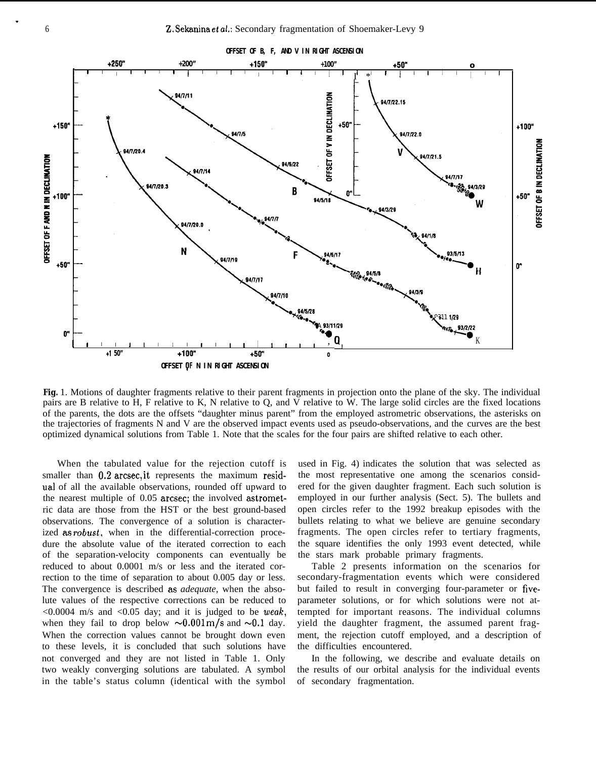**Fig.** 1. Motions of daughter fragments relative to their parent fragments in projection onto the plane of the sky. The individual pairs are B relative to H, F relative to K, N relative to Q, and V relative to W. The large solid circles are the fixed locations of the parents, the dots are the offsets "daughter minus parent" from the employed astrometric observations, the asterisks on the trajectories of fragments N and V are the observed impact events used as pseudo-observations, and the curves are the best optimized dynamical solutions from Table 1. Note that the scales for the four pairs are shifted relative to each other.

When the tabulated value for the rejection cutoff is smaller than 0.2 arcsec, it represents the maximum residual of all the available observations, rounded off upward to the nearest multiple of 0.05 arcsec; the involved astrometric data are those from the HST or the best ground-based observations. The convergence of a solution is characterized as *robust*, when in the differential-correction procedure the absolute value of the iterated correction to each of the separation-velocity components can eventually be reduced to about 0.0001 m/s or less and the iterated correction to the time of separation to about 0.005 day or less. The convergence is described as *adequate,* when the absolute values of the respective corrections can be reduced to <0.0004 m/s and <0.05 day; and it is judged to be *weak*, when they fail to drop below $\sim$0.001 m/s and $\sim$0.1 day. When the correction values cannot be brought down even to these levels, it is concluded that such solutions have not converged and they are not listed in Table 1. Only two weakly converging solutions are tabulated. A symbol in the table's status column (identical with the symbol used in Fig. 4) indicates the solution that was selected as the most representative one among the scenarios considered for the given daughter fragment. Each such solution is employed in our further analysis (Sect. 5). The bullets and open circles refer to the 1992 breakup episodes with the bullets relating to what we believe are genuine secondary fragments. The open circles refer to tertiary fragments, the square identifies the only 1993 event detected, while the stars mark probable primary fragments.

Table 2 presents information on the scenarios for secondary-fragmentation events which were considered but failed to result in converging four-parameter or five-parameter solutions, or for which solutions were not attempted for important reasons. The individual columns yield the daughter fragment, the assumed parent fragment, the rejection cutoff employed, and a description of the difficulties encountered.

In the following, we describe and evaluate details on the results of our orbital analysis for the individual events of secondary fragmentation.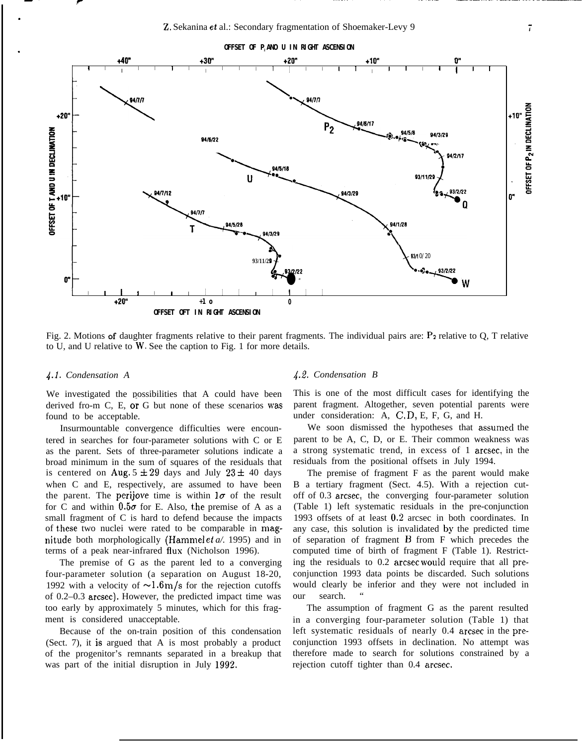Fig. 2. Motions of daughter fragments relative to their parent fragments. The individual pairs are: $P_2$ relative to Q, T relative to U, and U relative to W. See the caption to Fig. 1 for more details.

### 4.1. Condensation A

We investigated the possibilities that A could have been derived from C, E, or G but none of these scenarios was found to be acceptable.

Insurmountable convergence difficulties were encountered in searches for four-parameter solutions with C or E as the parent. Sets of three-parameter solutions indicate a broad minimum in the sum of squares of the residuals that is centered on Aug. $5 \pm 29$ days and July $23 \pm$ 40 days when C and E, respectively, are assumed to have been the parent. The perijove time is within $1\sigma$ of the result for C and within $0.5\sigma$ for E. Also, the premise of A as a small fragment of C is hard to defend because the impacts of these two nuclei were rated to be comparable in magnitude both morphologically (Hammel *et al.* 1995) and in terms of a peak near-infrared flux (Nicholson 1996).

The premise of G as the parent led to a converging four-parameter solution (a separation on August 18-20, 1992 with a velocity of $\sim 1.6$ m/s for the rejection cutoffs of 0.2–0.3 arcsec). However, the predicted impact time was too early by approximately 5 minutes, which for this fragment is considered unacceptable.

Because of the on-train position of this condensation (Sect. 7), it is argued that A is most probably a product of the progenitor's remnants separated in a breakup that was part of the initial disruption in July 1992.

### 4.2. Condensation B

This is one of the most difficult cases for identifying the parent fragment. Altogether, seven potential parents were under consideration: A, C, D, E, F, G, and H.

We soon dismissed the hypotheses that assumed the parent to be A, C, D, or E. Their common weakness was a strong systematic trend, in excess of 1 arcsec, in the residuals from the positional offsets in July 1994.

The premise of fragment F as the parent would make B a tertiary fragment (Sect. 4.5). With a rejection cutoff of 0.3 arcsec, the converging four-parameter solution (Table 1) left systematic residuals in the pre-conjunction 1993 offsets of at least 0.2 arcsec in both coordinates. In any case, this solution is invalidated by the predicted time of separation of fragment B from F which precedes the computed time of birth of fragment F (Table 1). Restricting the residuals to 0.2 arcsec would require that all pre-conjunction 1993 data points be discarded. Such solutions would clearly be inferior and they were not included in our search.

The assumption of fragment G as the parent resulted in a converging four-parameter solution (Table 1) that left systematic residuals of nearly 0.4 arcsec in the pre-conjunction 1993 offsets in declination. No attempt was therefore made to search for solutions constrained by a rejection cutoff tighter than 0.4 arcsec.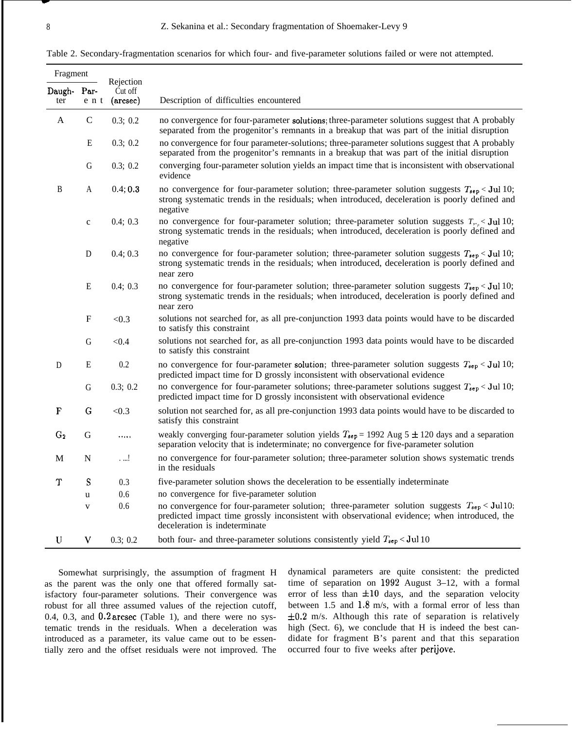Table 2. Secondary-fragmentation scenarios for which four- and five-parameter solutions failed or were not attempted.

| Fragment | | Rejection Cut off (arcsec) | Description of difficulties encountered |
|---|---|---|---|
| Daughter | Parent | | |
| A | C | 0.3; 0.2 | no convergence for four-parameter solutions; three-parameter solutions suggest that A probably separated from the progenitor's remnants in a breakup that was part of the initial disruption |
| | E | 0.3; 0.2 | no convergence for four parameter-solutions; three-parameter solutions suggest that A probably separated from the progenitor's remnants in a breakup that was part of the initial disruption |
| | G | 0.3; 0.2 | converging four-parameter solution yields an impact time that is inconsistent with observational evidence |
| B | A | 0.4; 0.3 | no convergence for four-parameter solution; three-parameter solution suggests $T_{sep}$ < Jul 10; strong systematic trends in the residuals; when introduced, deceleration is poorly defined and negative |
| | C | 0.4; 0.3 | no convergence for four-parameter solution; three-parameter solution suggests $T_{sep}$ < Jul 10; strong systematic trends in the residuals; when introduced, deceleration is poorly defined and negative |
| | D | 0.4; 0.3 | no convergence for four-parameter solution; three-parameter solution suggests $T_{sep}$ < Jul 10; strong systematic trends in the residuals; when introduced, deceleration is poorly defined and near zero |
| | E | 0.4; 0.3 | no convergence for four-parameter solution; three-parameter solution suggests $T_{sep}$ < Jul 10; strong systematic trends in the residuals; when introduced, deceleration is poorly defined and near zero |
| | F | <0.3 | solutions not searched for, as all pre-conjunction 1993 data points would have to be discarded to satisfy this constraint |
| | G | <0.4 | solutions not searched for, as all pre-conjunction 1993 data points would have to be discarded to satisfy this constraint |
| D | E | 0.2 | no convergence for four-parameter solution; three-parameter solution suggests $T_{sep}$ < Jul 10; predicted impact time for D grossly inconsistent with observational evidence |
| | G | 0.3; 0.2 | no convergence for four-parameter solutions; three-parameter solutions suggest $T_{sep}$ < Jul 10; predicted impact time for D grossly inconsistent with observational evidence |
| F | G | <0.3 | solution not searched for, as all pre-conjunction 1993 data points would have to be discarded to satisfy this constraint |
| $G_2$ | G | ..... | weakly converging four-parameter solution yields $T_{sep}$ = 1992 Aug 5 ± 120 days and a separation separation velocity that is indeterminate; no convergence for five-parameter solution |
| M | N | ..... | no convergence for four-parameter solution; three-parameter solution shows systematic trends in the residuals |
| T | S | 0.3 | five-parameter solution shows the deceleration to be essentially indeterminate |
| | U | 0.6 | no convergence for five-parameter solution |
| | V | 0.6 | no convergence for four-parameter solution; three-parameter solution suggests $T_{sep}$ < Jul 10; predicted impact time grossly inconsistent with observational evidence; when introduced, the deceleration is indeterminate |
| U | V | 0.3; 0.2 | both four- and three-parameter solutions consistently yield $T_{sep}$ < Jul 10 |

Somewhat surprisingly, the assumption of fragment H as the parent was the only one that offered formally satisfactory four-parameter solutions. Their convergence was robust for all three assumed values of the rejection cutoff, 0.4, 0.3, and 0.2 arcsec (Table 1), and there were no systematic trends in the residuals. When a deceleration was introduced as a parameter, its value came out to be essentially zero and the offset residuals were not improved. The dynamical parameters are quite consistent: the predicted time of separation on 1992 August 3–12, with a formal error of less than ±10 days, and the separation velocity between 1.5 and 1.8 m/s, with a formal error of less than ±0.2 m/s. Although this rate of separation is relatively high (Sect. 6), we conclude that H is indeed the best candidate for fragment B's parent and that this separation occurred four to five weeks after perijove.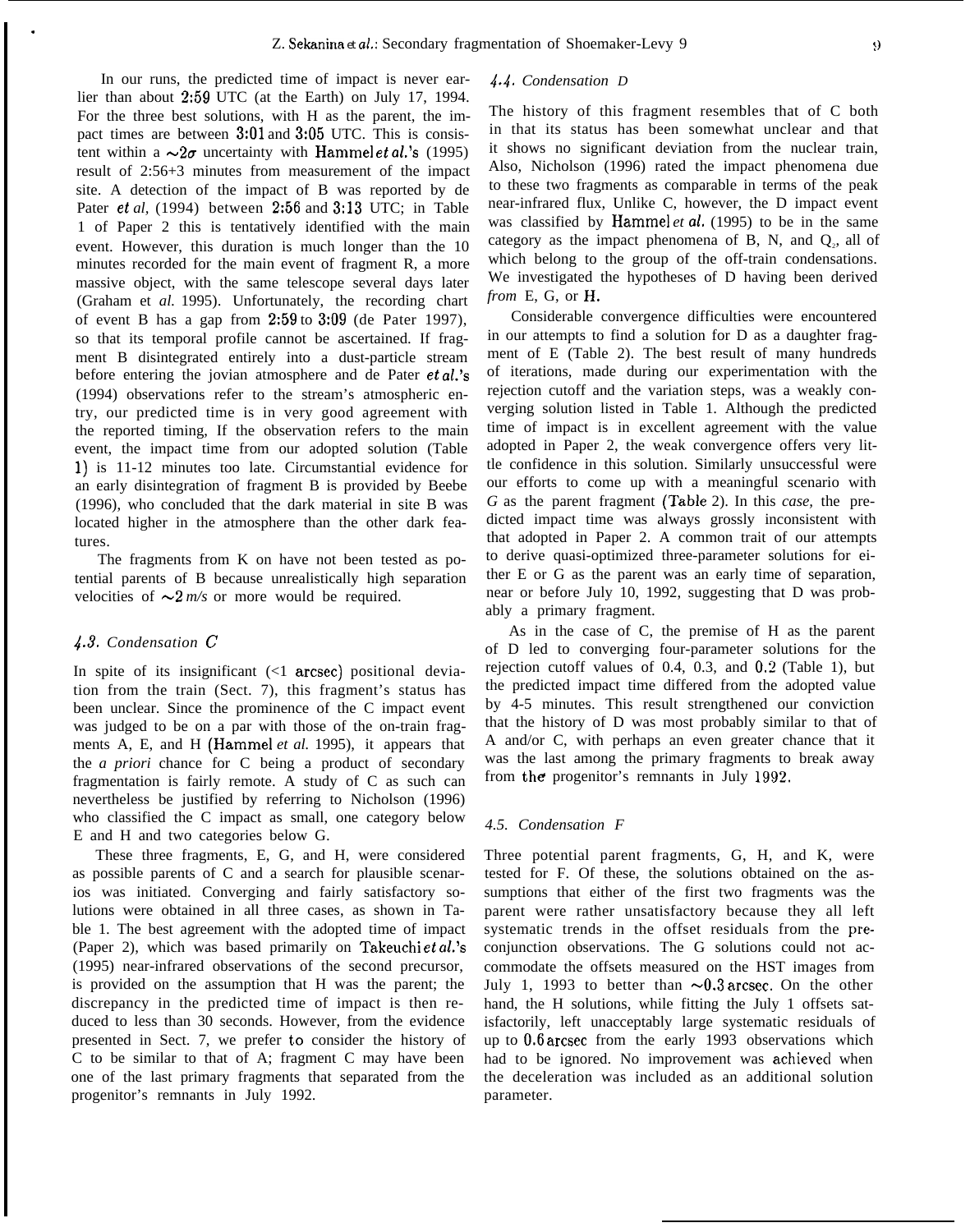In our runs, the predicted time of impact is never earlier than about 2:59 UTC (at the Earth) on July 17, 1994. For the three best solutions, with H as the parent, the impact times are between 3:01 and 3:05 UTC. This is consistent within a $\sim 2\sigma$ uncertainty with Hammel *et al.*'s (1995) result of 2:56+3 minutes from measurement of the impact site. A detection of the impact of B was reported by de Pater *et al*, (1994) between 2:56 and 3:13 UTC; in Table 1 of Paper 2 this is tentatively identified with the main event. However, this duration is much longer than the 10 minutes recorded for the main event of fragment R, a more massive object, with the same telescope several days later (Graham et *al.* 1995). Unfortunately, the recording chart of event B has a gap from 2:59 to 3:09 (de Pater 1997), so that its temporal profile cannot be ascertained. If fragment B disintegrated entirely into a dust-particle stream before entering the jovian atmosphere and de Pater *et al.*'s (1994) observations refer to the stream's atmospheric entry, our predicted time is in very good agreement with the reported timing, If the observation refers to the main event, the impact time from our adopted solution (Table 1) is 11-12 minutes too late. Circumstantial evidence for an early disintegration of fragment B is provided by Beebe (1996), who concluded that the dark material in site B was located higher in the atmosphere than the other dark features.

The fragments from K on have not been tested as potential parents of B because unrealistically high separation velocities of $\sim 2$ *m/s* or more would be required.

### *4.3. Condensation C*

In spite of its insignificant (<1 arcsec) positional deviation from the train (Sect. 7), this fragment's status has been unclear. Since the prominence of the C impact event was judged to be on a par with those of the on-train fragments A, E, and H (Hammel *et al.* 1995), it appears that the *a priori* chance for C being a product of secondary fragmentation is fairly remote. A study of C as such can nevertheless be justified by referring to Nicholson (1996) who classified the C impact as small, one category below E and H and two categories below G.

These three fragments, E, G, and H, were considered as possible parents of C and a search for plausible scenarios was initiated. Converging and fairly satisfactory solutions were obtained in all three cases, as shown in Table 1. The best agreement with the adopted time of impact (Paper 2), which was based primarily on Takeuchi *et al.*'s (1995) near-infrared observations of the second precursor, is provided on the assumption that H was the parent; the discrepancy in the predicted time of impact is then reduced to less than 30 seconds. However, from the evidence presented in Sect. 7, we prefer to consider the history of C to be similar to that of A; fragment C may have been one of the last primary fragments that separated from the progenitor's remnants in July 1992.

### *4.4. Condensation D*

The history of this fragment resembles that of C both in that its status has been somewhat unclear and that it shows no significant deviation from the nuclear train, Also, Nicholson (1996) rated the impact phenomena due to these two fragments as comparable in terms of the peak near-infrared flux, Unlike C, however, the D impact event was classified by Hammel *et al.* (1995) to be in the same category as the impact phenomena of B, N, and $Q_2$, all of which belong to the group of the off-train condensations. We investigated the hypotheses of D having been derived *from* E, G, or H.

Considerable convergence difficulties were encountered in our attempts to find a solution for D as a daughter fragment of E (Table 2). The best result of many hundreds of iterations, made during our experimentation with the rejection cutoff and the variation steps, was a weakly converging solution listed in Table 1. Although the predicted time of impact is in excellent agreement with the value adopted in Paper 2, the weak convergence offers very little confidence in this solution. Similarly unsuccessful were our efforts to come up with a meaningful scenario with *G* as the parent fragment (Table 2). In this *case,* the predicted impact time was always grossly inconsistent with that adopted in Paper 2. A common trait of our attempts to derive quasi-optimized three-parameter solutions for either E or G as the parent was an early time of separation, near or before July 10, 1992, suggesting that D was probably a primary fragment.

As in the case of C, the premise of H as the parent of D led to converging four-parameter solutions for the rejection cutoff values of 0.4, 0.3, and 0.2 (Table 1), but the predicted impact time differed from the adopted value by 4-5 minutes. This result strengthened our conviction that the history of D was most probably similar to that of A and/or C, with perhaps an even greater chance that it was the last among the primary fragments to break away from the progenitor's remnants in July 1992.

### *4.5. Condensation F*

Three potential parent fragments, G, H, and K, were tested for F. Of these, the solutions obtained on the assumptions that either of the first two fragments was the parent were rather unsatisfactory because they all left systematic trends in the offset residuals from the pre-conjunction observations. The G solutions could not accommodate the offsets measured on the HST images from July 1, 1993 to better than $\sim 0.3$ arcsec. On the other hand, the H solutions, while fitting the July 1 offsets satisfactorily, left unacceptably large systematic residuals of up to 0.6 arcsec from the early 1993 observations which had to be ignored. No improvement was achieved when the deceleration was included as an additional solution parameter.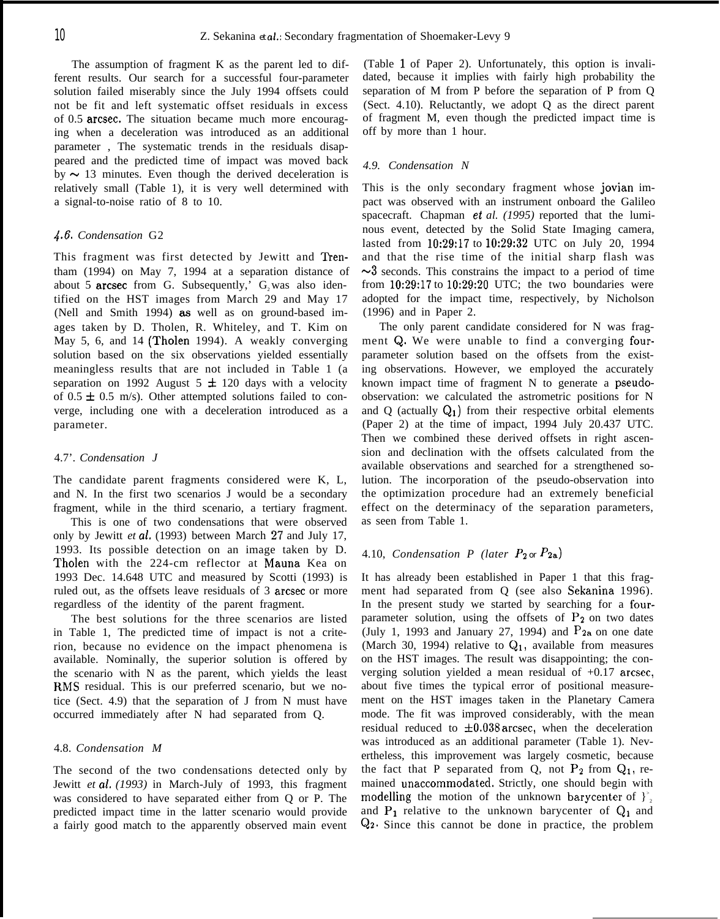The assumption of fragment K as the parent led to different results. Our search for a successful four-parameter solution failed miserably since the July 1994 offsets could not be fit and left systematic offset residuals in excess of 0.5 arcsec. The situation became much more encouraging when a deceleration was introduced as an additional parameter , The systematic trends in the residuals disappeared and the predicted time of impact was moved back by ~ 13 minutes. Even though the derived deceleration is relatively small (Table 1), it is very well determined with a signal-to-noise ratio of 8 to 10.

### 4.6. *Condensation* G2

This fragment was first detected by Jewitt and Trentham (1994) on May 7, 1994 at a separation distance of about 5 arcsec from G. Subsequently,' $G_2$ was also identified on the HST images from March 29 and May 17 (Nell and Smith 1994) as well as on ground-based images taken by D. Tholen, R. Whiteley, and T. Kim on May 5, 6, and 14 (Tholen 1994). A weakly converging solution based on the six observations yielded essentially meaningless results that are not included in Table 1 (a separation on 1992 August 5 ± 120 days with a velocity of 0.5 ± 0.5 m/s). Other attempted solutions failed to converge, including one with a deceleration introduced as a parameter.

### 4.7'. *Condensation J*

The candidate parent fragments considered were K, L, and N. In the first two scenarios J would be a secondary fragment, while in the third scenario, a tertiary fragment.

This is one of two condensations that were observed only by Jewitt *et al.* (1993) between March 27 and July 17, 1993. Its possible detection on an image taken by D. Tholen with the 224-cm reflector at Mauna Kea on 1993 Dec. 14.648 UTC and measured by Scotti (1993) is ruled out, as the offsets leave residuals of 3 arcsec or more regardless of the identity of the parent fragment.

The best solutions for the three scenarios are listed in Table 1, The predicted time of impact is not a criterion, because no evidence on the impact phenomena is available. Nominally, the superior solution is offered by the scenario with N as the parent, which yields the least RMS residual. This is our preferred scenario, but we notice (Sect. 4.9) that the separation of J from N must have occurred immediately after N had separated from Q.

### 4.8. *Condensation M*

The second of the two condensations detected only by Jewitt *et al. (1993)* in March-July of 1993, this fragment was considered to have separated either from Q or P. The predicted impact time in the latter scenario would provide a fairly good match to the apparently observed main event (Table 1 of Paper 2). Unfortunately, this option is invalidated, because it implies with fairly high probability the separation of M from P before the separation of P from Q (Sect. 4.10). Reluctantly, we adopt Q as the direct parent of fragment M, even though the predicted impact time is off by more than 1 hour.

### 4.9. *Condensation N*

This is the only secondary fragment whose jovian impact was observed with an instrument onboard the Galileo spacecraft. Chapman *et al. (1995)* reported that the luminous event, detected by the Solid State Imaging camera, lasted from 10:29:17 to 10:29:32 UTC on July 20, 1994 and that the rise time of the initial sharp flash was ~3 seconds. This constrains the impact to a period of time from 10:29:17 to 10:29:20 UTC; the two boundaries were adopted for the impact time, respectively, by Nicholson (1996) and in Paper 2.

The only parent candidate considered for N was fragment Q. We were unable to find a converging four-parameter solution based on the offsets from the existing observations. However, we employed the accurately known impact time of fragment N to generate a pseudo-observation: we calculated the astrometric positions for N and Q (actually $Q_1$) from their respective orbital elements (Paper 2) at the time of impact, 1994 July 20.437 UTC. Then we combined these derived offsets in right ascension and declination with the offsets calculated from the available observations and searched for a strengthened solution. The incorporation of the pseudo-observation into the optimization procedure had an extremely beneficial effect on the determinacy of the separation parameters, as seen from Table 1.

### 4.10, *Condensation P (later $P_2$ or $P_{2a}$)*

It has already been established in Paper 1 that this fragment had separated from Q (see also Sekanina 1996). In the present study we started by searching for a four-parameter solution, using the offsets of $P_2$ on two dates (July 1, 1993 and January 27, 1994) and $P_{2a}$ on one date (March 30, 1994) relative to $Q_1$, available from measures on the HST images. The result was disappointing; the converging solution yielded a mean residual of +0.17 arcsec, about five times the typical error of positional measurement on the HST images taken in the Planetary Camera mode. The fit was improved considerably, with the mean residual reduced to ±0.038 arcsec, when the deceleration was introduced as an additional parameter (Table 1). Nevertheless, this improvement was largely cosmetic, because the fact that P separated from Q, not $P_2$ from $Q_1$, remained unaccommodated. Strictly, one should begin with modelling the motion of the unknown barycenter of $P_2$ and $P_1$ relative to the unknown barycenter of $Q_1$ and $Q_2$. Since this cannot be done in practice, the problem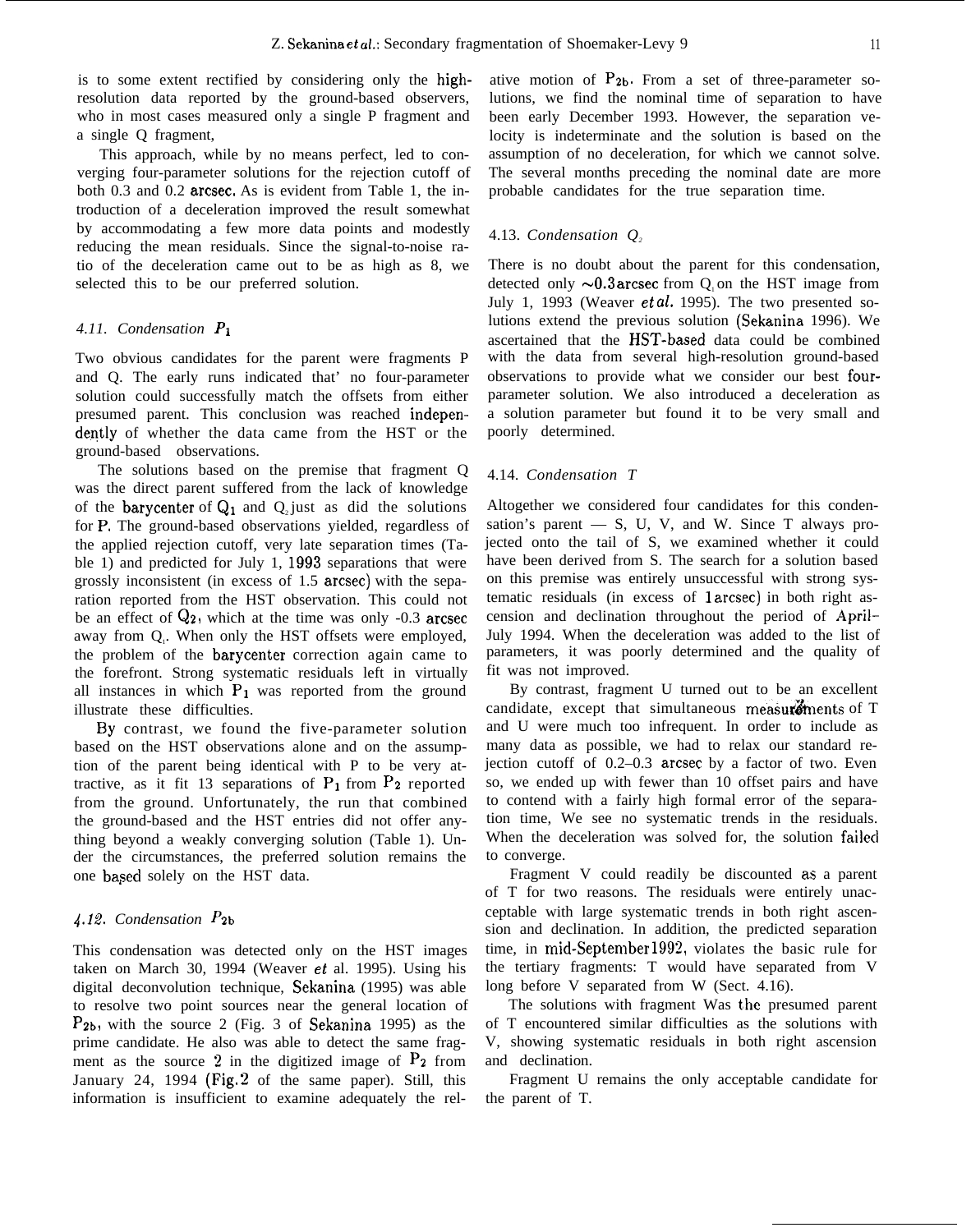is to some extent rectified by considering only the high-resolution data reported by the ground-based observers, who in most cases measured only a single P fragment and a single Q fragment,

This approach, while by no means perfect, led to converging four-parameter solutions for the rejection cutoff of both 0.3 and 0.2 arcsec. As is evident from Table 1, the introduction of a deceleration improved the result somewhat by accommodating a few more data points and modestly reducing the mean residuals. Since the signal-to-noise ratio of the deceleration came out to be as high as 8, we selected this to be our preferred solution.

### *4.11. Condensation $P_1$*

Two obvious candidates for the parent were fragments P and Q. The early runs indicated that' no four-parameter solution could successfully match the offsets from either presumed parent. This conclusion was reached independently of whether the data came from the HST or the ground-based observations.

The solutions based on the premise that fragment Q was the direct parent suffered from the lack of knowledge of the barycenter of $Q_1$ and $Q_2$ just as did the solutions for P. The ground-based observations yielded, regardless of the applied rejection cutoff, very late separation times (Table 1) and predicted for July 1, 1993 separations that were grossly inconsistent (in excess of 1.5 arcsec) with the separation reported from the HST observation. This could not be an effect of $Q_2$, which at the time was only -0.3 arcsec away from $Q_1$. When only the HST offsets were employed, the problem of the barycenter correction again came to the forefront. Strong systematic residuals left in virtually all instances in which $P_1$ was reported from the ground illustrate these difficulties.

By contrast, we found the five-parameter solution based on the HST observations alone and on the assumption of the parent being identical with P to be very attractive, as it fit 13 separations of $P_1$ from $P_2$ reported from the ground. Unfortunately, the run that combined the ground-based and the HST entries did not offer anything beyond a weakly converging solution (Table 1). Under the circumstances, the preferred solution remains the one based solely on the HST data.

### *4.12. Condensation $P_{2b}$*

This condensation was detected only on the HST images taken on March 30, 1994 (Weaver *et* al. 1995). Using his digital deconvolution technique, Sekanina (1995) was able to resolve two point sources near the general location of $P_{2b}$, with the source 2 (Fig. 3 of Sekanina 1995) as the prime candidate. He also was able to detect the same fragment as the source 2 in the digitized image of $P_2$ from January 24, 1994 (Fig. 2 of the same paper). Still, this information is insufficient to examine adequately the relative motion of $P_{2b}$. From a set of three-parameter solutions, we find the nominal time of separation to have been early December 1993. However, the separation velocity is indeterminate and the solution is based on the assumption of no deceleration, for which we cannot solve. The several months preceding the nominal date are more probable candidates for the true separation time.

### 4.13. *Condensation $Q_2$*

There is no doubt about the parent for this condensation, detected only ~0.3 arcsec from $Q_1$ on the HST image from July 1, 1993 (Weaver *et al.* 1995). The two presented solutions extend the previous solution (Sekanina 1996). We ascertained that the HST-based data could be combined with the data from several high-resolution ground-based observations to provide what we consider our best four-parameter solution. We also introduced a deceleration as a solution parameter but found it to be very small and poorly determined.

### 4.14. *Condensation T*

Altogether we considered four candidates for this condensation's parent — S, U, V, and W. Since T always projected onto the tail of S, we examined whether it could have been derived from S. The search for a solution based on this premise was entirely unsuccessful with strong systematic residuals (in excess of 1 arcsec) in both right ascension and declination throughout the period of April–July 1994. When the deceleration was added to the list of parameters, it was poorly determined and the quality of fit was not improved.

By contrast, fragment U turned out to be an excellent candidate, except that simultaneous measurements of T and U were much too infrequent. In order to include as many data as possible, we had to relax our standard rejection cutoff of 0.2–0.3 arcsec by a factor of two. Even so, we ended up with fewer than 10 offset pairs and have to contend with a fairly high formal error of the separation time, We see no systematic trends in the residuals. When the deceleration was solved for, the solution failed to converge.

Fragment V could readily be discounted as a parent of T for two reasons. The residuals were entirely unacceptable with large systematic trends in both right ascension and declination. In addition, the predicted separation time, in mid-September 1992, violates the basic rule for the tertiary fragments: T would have separated from V long before V separated from W (Sect. 4.16).

The solutions with fragment Was the presumed parent of T encountered similar difficulties as the solutions with V, showing systematic residuals in both right ascension and declination.

Fragment U remains the only acceptable candidate for the parent of T.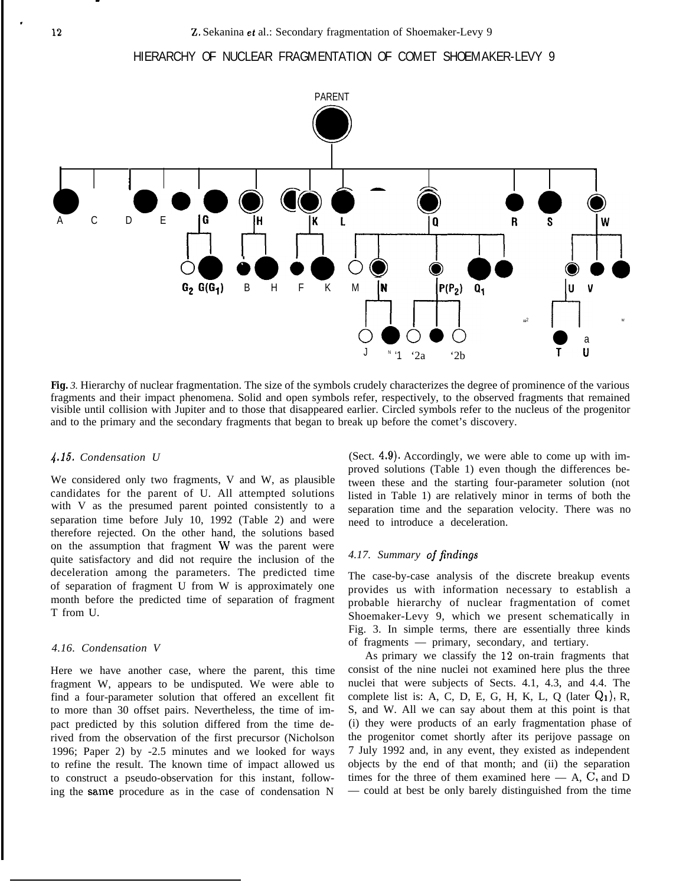HIERARCHY OF NUCLEAR FRAGMENTATION OF COMET SHOEMAKER-LEVY 9

**Fig.** *3.* Hierarchy of nuclear fragmentation. The size of the symbols crudely characterizes the degree of prominence of the various fragments and their impact phenomena. Solid and open symbols refer, respectively, to the observed fragments that remained visible until collision with Jupiter and to those that disappeared earlier. Circled symbols refer to the nucleus of the progenitor and to the primary and the secondary fragments that began to break up before the comet's discovery.

### *4.15. Condensation U*

We considered only two fragments, V and W, as plausible candidates for the parent of U. All attempted solutions with V as the presumed parent pointed consistently to a separation time before July 10, 1992 (Table 2) and were therefore rejected. On the other hand, the solutions based on the assumption that fragment W was the parent were quite satisfactory and did not require the inclusion of the deceleration among the parameters. The predicted time of separation of fragment U from W is approximately one month before the predicted time of separation of fragment T from U.

### *4.16. Condensation V*

Here we have another case, where the parent, this time fragment W, appears to be undisputed. We were able to find a four-parameter solution that offered an excellent fit to more than 30 offset pairs. Nevertheless, the time of impact predicted by this solution differed from the time derived from the observation of the first precursor (Nicholson 1996; Paper 2) by -2.5 minutes and we looked for ways to refine the result. The known time of impact allowed us to construct a pseudo-observation for this instant, following the same procedure as in the case of condensation N (Sect. 4.9). Accordingly, we were able to come up with improved solutions (Table 1) even though the differences between these and the starting four-parameter solution (not listed in Table 1) are relatively minor in terms of both the separation time and the separation velocity. There was no need to introduce a deceleration.

### *4.17. Summary of findings*

The case-by-case analysis of the discrete breakup events provides us with information necessary to establish a probable hierarchy of nuclear fragmentation of comet Shoemaker-Levy 9, which we present schematically in Fig. 3. In simple terms, there are essentially three kinds of fragments — primary, secondary, and tertiary.

As primary we classify the 12 on-train fragments that consist of the nine nuclei not examined here plus the three nuclei that were subjects of Sects. 4.1, 4.3, and 4.4. The complete list is: A, C, D, E, G, H, K, L, Q (later $Q_1$), R, S, and W. All we can say about them at this point is that (i) they were products of an early fragmentation phase of the progenitor comet shortly after its perijove passage on 7 July 1992 and, in any event, they existed as independent objects by the end of that month; and (ii) the separation times for the three of them examined here — A, C, and D — could at best be only barely distinguished from the time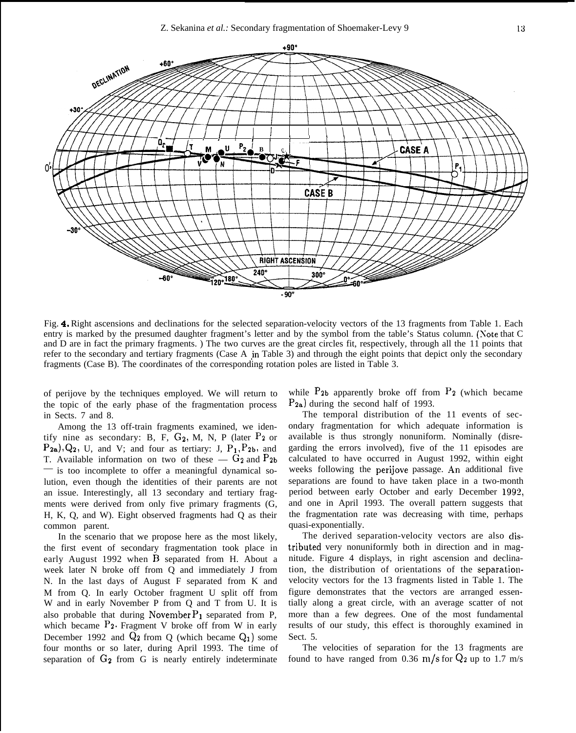Fig. 4. Right ascensions and declinations for the selected separation-velocity vectors of the 13 fragments from Table 1. Each entry is marked by the presumed daughter fragment's letter and by the symbol from the table's Status column. (Note that C and D are in fact the primary fragments. ) The two curves are the great circles fit, respectively, through all the 11 points that refer to the secondary and tertiary fragments (Case A in Table 3) and through the eight points that depict only the secondary fragments (Case B). The coordinates of the corresponding rotation poles are listed in Table 3.

of perijove by the techniques employed. We will return to the topic of the early phase of the fragmentation process in Sects. 7 and 8.

Among the 13 off-train fragments examined, we identify nine as secondary: B, F, $G_2$, M, N, P (later $P_2$ or $P_{2a}$), $Q_2$, U, and V; and four as tertiary: J, $P_1$, $P_{2b}$, and T. Available information on two of these — $G_2$ and $P_{2b}$ — is too incomplete to offer a meaningful dynamical solution, even though the identities of their parents are not an issue. Interestingly, all 13 secondary and tertiary fragments were derived from only five primary fragments (G, H, K, Q, and W). Eight observed fragments had Q as their common parent.

In the scenario that we propose here as the most likely, the first event of secondary fragmentation took place in early August 1992 when B separated from H. About a week later N broke off from Q and immediately J from N. In the last days of August F separated from K and M from Q. In early October fragment U split off from W and in early November P from Q and T from U. It is also probable that during November $P_1$ separated from P, which became $P_2$. Fragment V broke off from W in early December 1992 and $Q_2$ from Q (which became $Q_1$) some four months or so later, during April 1993. The time of separation of $G_2$ from G is nearly entirely indeterminate while $P_{2b}$ apparently broke off from $P_2$ (which became $P_{2a}$) during the second half of 1993.

The temporal distribution of the 11 events of secondary fragmentation for which adequate information is available is thus strongly nonuniform. Nominally (disregarding the errors involved), five of the 11 episodes are calculated to have occurred in August 1992, within eight weeks following the perijove passage. An additional five separations are found to have taken place in a two-month period between early October and early December 1992, and one in April 1993. The overall pattern suggests that the fragmentation rate was decreasing with time, perhaps quasi-exponentially.

The derived separation-velocity vectors are also distributed very nonuniformly both in direction and in magnitude. Figure 4 displays, in right ascension and declination, the distribution of orientations of the separation-velocity vectors for the 13 fragments listed in Table 1. The figure demonstrates that the vectors are arranged essentially along a great circle, with an average scatter of not more than a few degrees. One of the most fundamental results of our study, this effect is thoroughly examined in Sect. 5.

The velocities of separation for the 13 fragments are found to have ranged from 0.36 m/s for $Q_2$ up to 1.7 m/s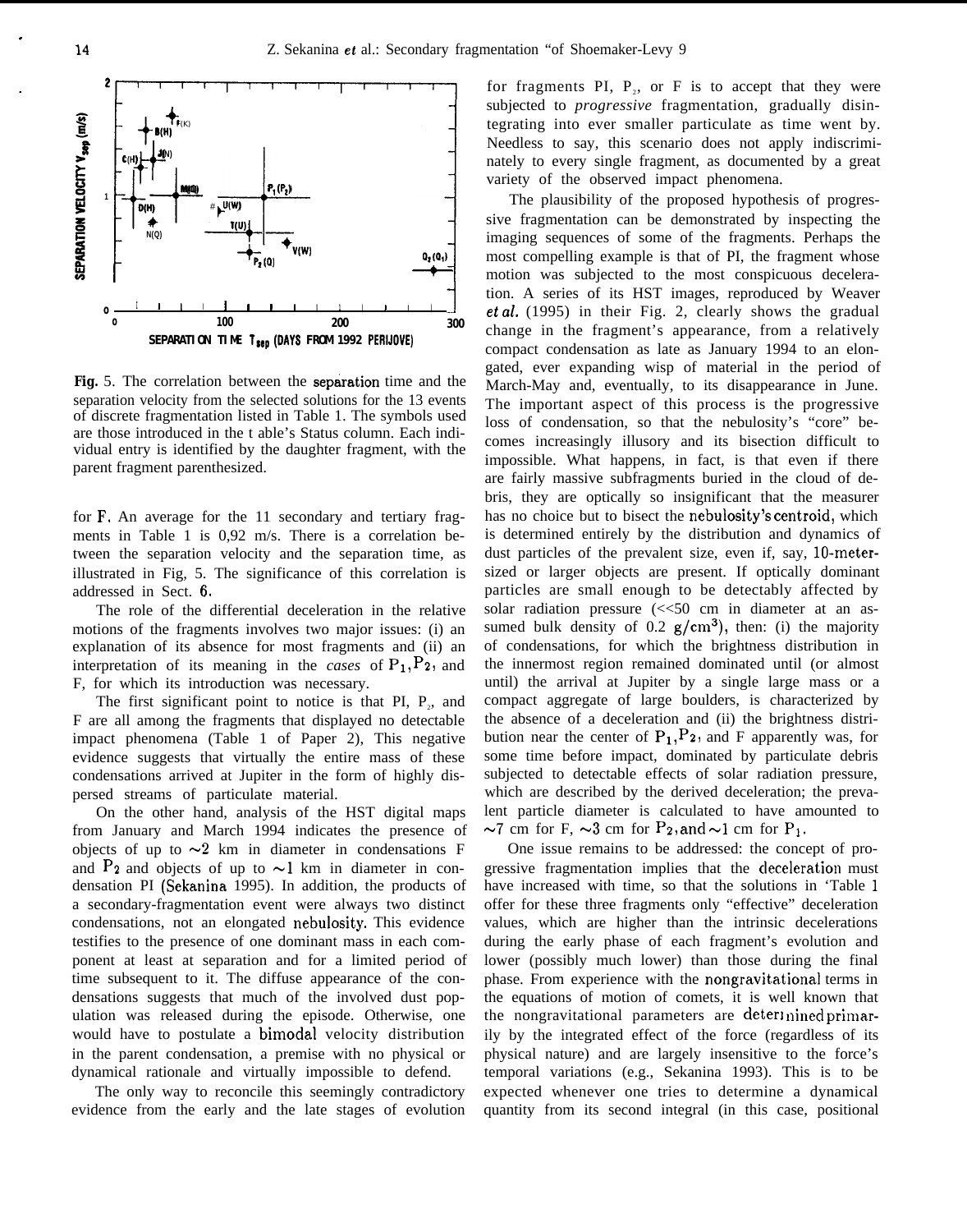**Fig.** 5. The correlation between the separation time and the separation velocity from the selected solutions for the 13 events of discrete fragmentation listed in Table 1. The symbols used are those introduced in the t able's Status column. Each individual entry is identified by the daughter fragment, with the parent fragment parenthesized.

for F. An average for the 11 secondary and tertiary fragments in Table 1 is 0,92 m/s. There is a correlation between the separation velocity and the separation time, as illustrated in Fig, 5. The significance of this correlation is addressed in Sect. 6.

The role of the differential deceleration in the relative motions of the fragments involves two major issues: (i) an explanation of its absence for most fragments and (ii) an interpretation of its meaning in the *cases* of $P_1$, $P_2$, and F, for which its introduction was necessary.

The first significant point to notice is that PI, $P_2$, and F are all among the fragments that displayed no detectable impact phenomena (Table 1 of Paper 2), This negative evidence suggests that virtually the entire mass of these condensations arrived at Jupiter in the form of highly dispersed streams of particulate material.

On the other hand, analysis of the HST digital maps from January and March 1994 indicates the presence of objects of up to ~2 km in diameter in condensations F and $P_2$ and objects of up to ~1 km in diameter in condensation PI (Sekanina 1995). In addition, the products of a secondary-fragmentation event were always two distinct condensations, not an elongated nebulosity. This evidence testifies to the presence of one dominant mass in each component at least at separation and for a limited period of time subsequent to it. The diffuse appearance of the condensations suggests that much of the involved dust population was released during the episode. Otherwise, one would have to postulate a bimodal velocity distribution in the parent condensation, a premise with no physical or dynamical rationale and virtually impossible to defend.

The only way to reconcile this seemingly contradictory evidence from the early and the late stages of evolution for fragments PI, $P_2$, or F is to accept that they were subjected to *progressive* fragmentation, gradually disintegrating into ever smaller particulate as time went by. Needless to say, this scenario does not apply indiscriminately to every single fragment, as documented by a great variety of the observed impact phenomena.

The plausibility of the proposed hypothesis of progressive fragmentation can be demonstrated by inspecting the imaging sequences of some of the fragments. Perhaps the most compelling example is that of PI, the fragment whose motion was subjected to the most conspicuous deceleration. A series of its HST images, reproduced by Weaver *et al.* (1995) in their Fig. 2, clearly shows the gradual change in the fragment's appearance, from a relatively compact condensation as late as January 1994 to an elongated, ever expanding wisp of material in the period of March-May and, eventually, to its disappearance in June. The important aspect of this process is the progressive loss of condensation, so that the nebulosity's "core" becomes increasingly illusory and its bisection difficult to impossible. What happens, in fact, is that even if there are fairly massive subfragments buried in the cloud of debris, they are optically so insignificant that the measurer has no choice but to bisect the nebulosity's centroid, which is determined entirely by the distribution and dynamics of dust particles of the prevalent size, even if, say, 10-meter-sized or larger objects are present. If optically dominant particles are small enough to be detectably affected by solar radiation pressure (<<50 cm in diameter at an assumed bulk density of 0.2 $g/cm^3$), then: (i) the majority of condensations, for which the brightness distribution in the innermost region remained dominated until (or almost until) the arrival at Jupiter by a single large mass or a compact aggregate of large boulders, is characterized by the absence of a deceleration and (ii) the brightness distribution near the center of $P_1$, $P_2$, and F apparently was, for some time before impact, dominated by particulate debris subjected to detectable effects of solar radiation pressure, which are described by the derived deceleration; the prevalent particle diameter is calculated to have amounted to ~7 cm for F, ~3 cm for $P_2$, and ~1 cm for $P_1$.

One issue remains to be addressed: the concept of progressive fragmentation implies that the deceleration must have increased with time, so that the solutions in 'Table 1 offer for these three fragments only "effective" deceleration values, which are higher than the intrinsic decelerations during the early phase of each fragment's evolution and lower (possibly much lower) than those during the final phase. From experience with the nongravitational terms in the equations of motion of comets, it is well known that the nongravitational parameters are determined primarily by the integrated effect of the force (regardless of its physical nature) and are largely insensitive to the force's temporal variations (e.g., Sekanina 1993). This is to be expected whenever one tries to determine a dynamical quantity from its second integral (in this case, positional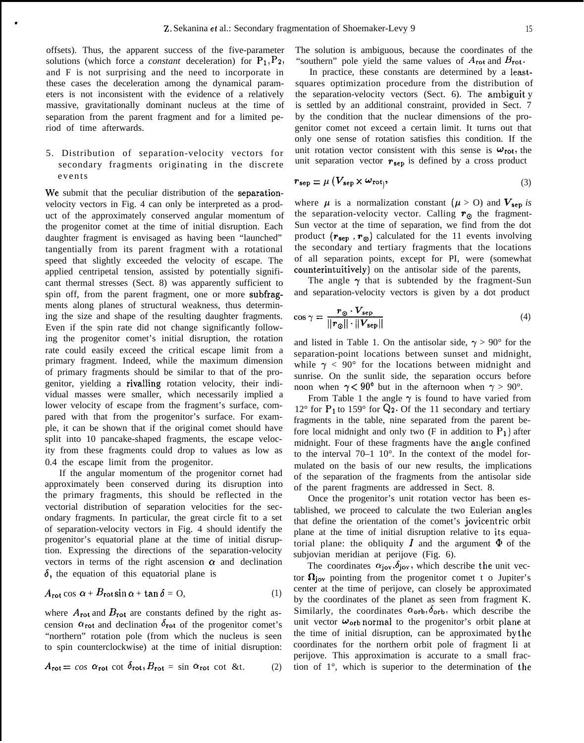offsets). Thus, the apparent success of the five-parameter solutions (which force a *constant* deceleration) for $P_1, P_2$, and F is not surprising and the need to incorporate in these cases the deceleration among the dynamical parameters is not inconsistent with the evidence of a relatively massive, gravitationally dominant nucleus at the time of separation from the parent fragment and for a limited period of time afterwards.

## 5. Distribution of separation-velocity vectors for secondary fragments originating in the discrete events

We submit that the peculiar distribution of the separation-velocity vectors in Fig. 4 can only be interpreted as a product of the approximately conserved angular momentum of the progenitor comet at the time of initial disruption. Each daughter fragment is envisaged as having been "launched" tangentially from its parent fragment with a rotational speed that slightly exceeded the velocity of escape. The applied centripetal tension, assisted by potentially significant thermal stresses (Sect. 8) was apparently sufficient to spin off, from the parent fragment, one or more subfragments along planes of structural weakness, thus determining the size and shape of the resulting daughter fragments. Even if the spin rate did not change significantly following the progenitor comet's initial disruption, the rotation rate could easily exceed the critical escape limit from a primary fragment. Indeed, while the maximum dimension of primary fragments should be similar to that of the progenitor, yielding a rivalling rotation velocity, their individual masses were smaller, which necessarily implied a lower velocity of escape from the fragment's surface, compared with that from the progenitor's surface. For example, it can be shown that if the original comet should have split into 10 pancake-shaped fragments, the escape velocity from these fragments could drop to values as low as 0.4 the escape limit from the progenitor.

If the angular momentum of the progenitor cornet had approximately been conserved during its disruption into the primary fragments, this should be reflected in the vectorial distribution of separation velocities for the secondary fragments. In particular, the great circle fit to a set of separation-velocity vectors in Fig. 4 should identify the progenitor's equatorial plane at the time of initial disruption. Expressing the directions of the separation-velocity vectors in terms of the right ascension $\alpha$ and declination $\delta$, the equation of this equatorial plane is

$$A_{\rm rot} \cos \alpha + B_{\rm rot} \sin \alpha + \tan \delta = 0, \tag{1}$$

where $A_{\rm rot}$ and $B_{\rm rot}$ are constants defined by the right ascension $\alpha_{\rm rot}$ and declination $\delta_{\rm rot}$ of the progenitor comet's "northern" rotation pole (from which the nucleus is seen to spin counterclockwise) at the time of initial disruption:

$$A_{\rm rot} = \cos \alpha_{\rm rot} \cot \delta_{\rm rot}, B_{\rm rot} = \sin \alpha_{\rm rot} \cot \delta_{\rm rot}. \tag{2}$$

The solution is ambiguous, because the coordinates of the "southern" pole yield the same values of $A_{\rm rot}$ and $B_{\rm rot}$.

In practice, these constants are determined by a least-squares optimization procedure from the distribution of the separation-velocity vectors (Sect. 6). The ambiguity is settled by an additional constraint, provided in Sect. 7 by the condition that the nuclear dimensions of the progenitor comet not exceed a certain limit. It turns out that only one sense of rotation satisfies this condition. If the unit rotation vector consistent with this sense is $\boldsymbol{\omega}_{\rm rot}$, the unit separation vector $\boldsymbol{r}_{\rm sep}$ is defined by a cross product

$$\boldsymbol{r}_{\rm sep} = \mu \, (\boldsymbol{V}_{\rm sep} \times \boldsymbol{\omega}_{\rm rot}), \tag{3}$$

where $\mu$ is a normalization constant ($\mu > 0$) and $\boldsymbol{V}_{\rm sep}$ *is* the separation-velocity vector. Calling $\boldsymbol{r}_{\odot}$ the fragment-Sun vector at the time of separation, we find from the dot product $(\boldsymbol{r}_{\rm sep}, \boldsymbol{r}_{\odot})$ calculated for the 11 events involving the secondary and tertiary fragments that the locations of all separation points, except for PI, were (somewhat counterintuitively) on the antisolar side of the parents,

The angle $\gamma$ that is subtended by the fragment-Sun and separation-velocity vectors is given by a dot product

$$\cos \gamma = \frac{\boldsymbol{r}_{\odot} \cdot \boldsymbol{V}_{\rm sep}}{\|\boldsymbol{r}_{\odot}\| \cdot \|\boldsymbol{V}_{\rm sep}\|} \tag{4}$$

and listed in Table 1. On the antisolar side, $\gamma > 90°$ for the separation-point locations between sunset and midnight, while $\gamma < 90°$ for the locations between midnight and sunrise. On the sunlit side, the separation occurs before noon when $\gamma < 90°$ but in the afternoon when $\gamma > 90°$.

From Table 1 the angle $\gamma$ is found to have varied from 12° for $P_1$ to 159° for $Q_2$. Of the 11 secondary and tertiary fragments in the table, nine separated from the parent before local midnight and only two (F in addition to $P_1$) after midnight. Four of these fragments have the angle confined to the interval 70–1 10°. In the context of the model formulated on the basis of our new results, the implications of the separation of the fragments from the antisolar side of the parent fragments are addressed in Sect. 8.

Once the progenitor's unit rotation vector has been established, we proceed to calculate the two Eulerian angles that define the orientation of the comet's jovicentric orbit plane at the time of initial disruption relative to its equatorial plane: the obliquity $I$ and the argument $\Phi$ of the subjovian meridian at perijove (Fig. 6).

The coordinates $\alpha_{\rm jov}, \delta_{\rm jov}$, which describe the unit vector $\boldsymbol{\Omega}_{\rm jov}$ pointing from the progenitor comet t o Jupiter's center at the time of perijove, can closely be approximated by the coordinates of the planet as seen from fragment K. Similarly, the coordinates $\alpha_{\rm orb}, \delta_{\rm orb}$, which describe the unit vector $\boldsymbol{\omega}_{\rm orb}$ normal to the progenitor's orbit plane at the time of initial disruption, can be approximated by the coordinates for the northern orbit pole of fragment Ii at perijove. This approximation is accurate to a small fraction of 1°, which is superior to the determination of the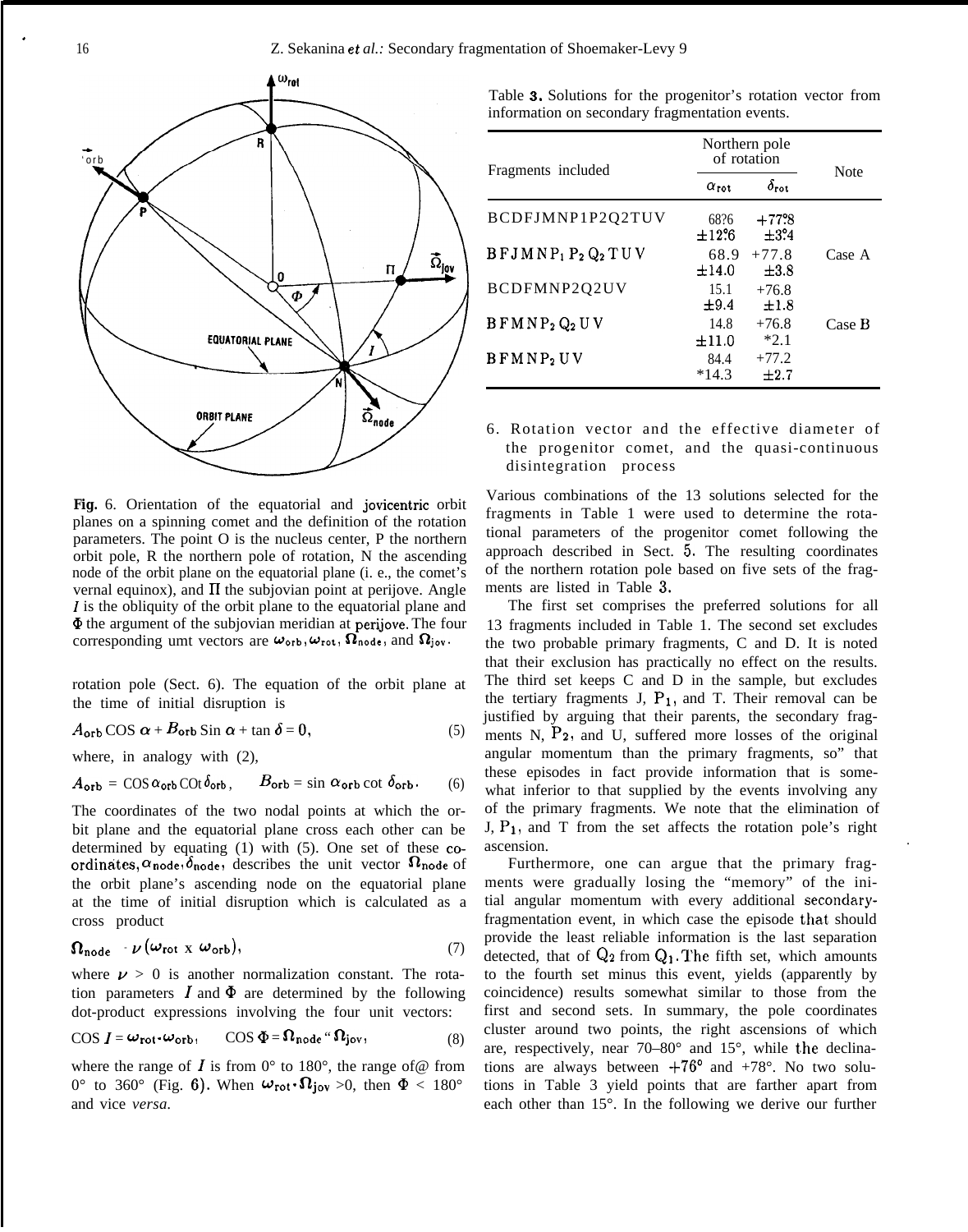**Fig.** 6. Orientation of the equatorial and jovicentric orbit planes on a spinning comet and the definition of the rotation parameters. The point O is the nucleus center, P the northern orbit pole, R the northern pole of rotation, N the ascending node of the orbit plane on the equatorial plane (i. e., the comet's vernal equinox), and $\Pi$ the subjovian point at perijove. Angle $I$ is the obliquity of the orbit plane to the equatorial plane and $\Phi$ the argument of the subjovian meridian at perijove. The four corresponding umt vectors are $\omega_{orb}, \omega_{rot}, \Omega_{node}$, and $\Omega_{jov}$.

rotation pole (Sect. 6). The equation of the orbit plane at the time of initial disruption is

$$A_{orb} \cos \alpha + B_{orb} \sin \alpha + \tan \delta = 0, \tag{5}$$

where, in analogy with (2),

$$A_{orb} = \cos \alpha_{orb} \cot \delta_{orb}, \qquad B_{orb} = \sin \alpha_{orb} \cot \delta_{orb}. \tag{6}$$

The coordinates of the two nodal points at which the orbit plane and the equatorial plane cross each other can be determined by equating (1) with (5). One set of these coordinates, $\alpha_{node}, \delta_{node}$, describes the unit vector $\Omega_{node}$ of the orbit plane's ascending node on the equatorial plane at the time of initial disruption which is calculated as a cross product

$$\Omega_{node} = \nu (\omega_{rot} \times \omega_{orb}), \tag{7}$$

where $\nu > 0$ is another normalization constant. The rotation parameters $I$ and $\Phi$ are determined by the following dot-product expressions involving the four unit vectors:

$$\cos I = \omega_{rot} \cdot \omega_{orb}, \qquad \cos \Phi = \Omega_{node} \cdot \Omega_{jov}, \tag{8}$$

where the range of $I$ is from 0° to 180°, the range of $\Phi$ from 0° to 360° (Fig. 6). When $\omega_{rot} \cdot \Omega_{jov} > 0$, then $\Phi < 180°$ and vice *versa*.

Table 3. Solutions for the progenitor's rotation vector from information on secondary fragmentation events.

| Fragments included | Northern pole of rotation | | Note |
|---|---|---|---|
| | $\alpha_{rot}$ | $\delta_{rot}$ | |
| BCDFJMNP1P2Q2TUV | 68°.6 ±12°.6 | +77°.8 ±3°.4 | |
| BFJMNP$_1$P$_2$Q$_2$TUV | 68.9 ±14.0 | +77.8 ±3.8 | Case A |
| BCDFMNP2Q2UV | 15.1 ±9.4 | +76.8 ±1.8 | |
| BFMNP$_2$Q$_2$UV | 14.8 ±11.0 | +76.8 ±2.1 | Case B |
| BFMNP$_2$UV | 84.4 ±14.3 | +77.2 ±2.7 | |

## 6. Rotation vector and the effective diameter of the progenitor comet, and the quasi-continuous disintegration process

Various combinations of the 13 solutions selected for the fragments in Table 1 were used to determine the rotational parameters of the progenitor comet following the approach described in Sect. 5. The resulting coordinates of the northern rotation pole based on five sets of the fragments are listed in Table 3.

The first set comprises the preferred solutions for all 13 fragments included in Table 1. The second set excludes the two probable primary fragments, C and D. It is noted that their exclusion has practically no effect on the results. The third set keeps C and D in the sample, but excludes the tertiary fragments J, $P_1$, and T. Their removal can be justified by arguing that their parents, the secondary fragments N, $P_2$, and U, suffered more losses of the original angular momentum than the primary fragments, so" that these episodes in fact provide information that is somewhat inferior to that supplied by the events involving any of the primary fragments. We note that the elimination of J, $P_1$, and T from the set affects the rotation pole's right ascension.

Furthermore, one can argue that the primary fragments were gradually losing the "memory" of the initial angular momentum with every additional secondary-fragmentation event, in which case the episode that should provide the least reliable information is the last separation detected, that of $Q_2$ from $Q_1$. The fifth set, which amounts to the fourth set minus this event, yields (apparently by coincidence) results somewhat similar to those from the first and second sets. In summary, the pole coordinates cluster around two points, the right ascensions of which are, respectively, near 70–80° and 15°, while the declinations are always between +76° and +78°. No two solutions in Table 3 yield points that are farther apart from each other than 15°. In the following we derive our further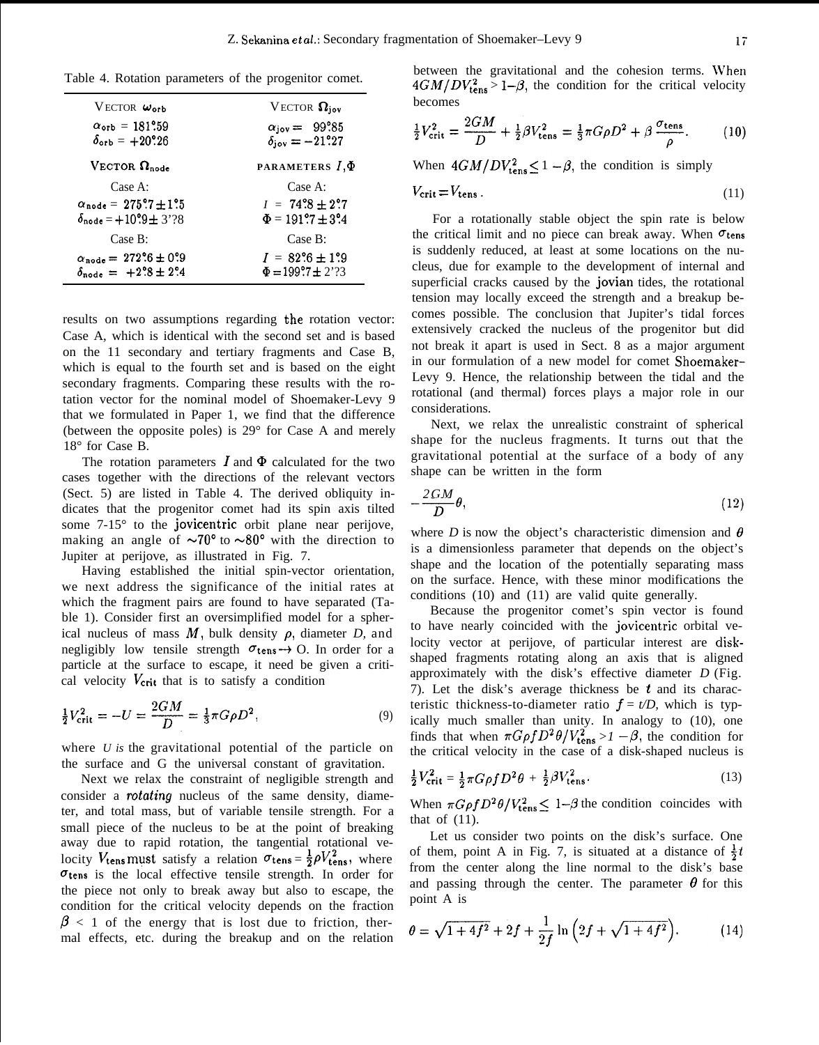Table 4. Rotation parameters of the progenitor comet.

| Vector $\omega_{orb}$ | Vector $\Omega_{jov}$ |
|---|---|
| $\alpha_{orb} = 181^\circ.59$ | $\alpha_{jov} = 99^\circ.85$ |
| $\delta_{orb} = +20^\circ.26$ | $\delta_{jov} = -21^\circ.27$ |
| **Vector $\Omega_{node}$** | **Parameters $I, \Phi$** |
| Case A: | Case A: |
| $\alpha_{node} = 275^\circ.7 \pm 1^\circ.5$ | $I = 74^\circ.8 \pm 2^\circ.7$ |
| $\delta_{node} = +10^\circ.9 \pm 3^\circ.8$ | $\Phi = 191^\circ.7 \pm 3^\circ.4$ |
| Case B: | Case B: |
| $\alpha_{node} = 272^\circ.6 \pm 0^\circ.9$ | $I = 82^\circ.6 \pm 1^\circ.9$ |
| $\delta_{node} = +2^\circ.8 \pm 2^\circ.4$ | $\Phi = 199^\circ.7 \pm 2^\circ.3$ |

results on two assumptions regarding the rotation vector: Case A, which is identical with the second set and is based on the 11 secondary and tertiary fragments and Case B, which is equal to the fourth set and is based on the eight secondary fragments. Comparing these results with the rotation vector for the nominal model of Shoemaker-Levy 9 that we formulated in Paper 1, we find that the difference (between the opposite poles) is 29° for Case A and merely 18° for Case B.

The rotation parameters $I$ and $\Phi$ calculated for the two cases together with the directions of the relevant vectors (Sect. 5) are listed in Table 4. The derived obliquity indicates that the progenitor comet had its spin axis tilted some 7-15° to the jovicentric orbit plane near perijove, making an angle of $\sim 70°$ to $\sim 80°$ with the direction to Jupiter at perijove, as illustrated in Fig. 7.

Having established the initial spin-vector orientation, we next address the significance of the initial rates at which the fragment pairs are found to have separated (Table 1). Consider first an oversimplified model for a spherical nucleus of mass $M$, bulk density $\rho$, diameter $D$, and negligibly low tensile strength $\sigma_{tens} \rightarrow 0$. In order for a particle at the surface to escape, it need be given a critical velocity $V_{crit}$ that is to satisfy a condition

$$\tfrac{1}{2}V_{crit}^2 = -U = \frac{2GM}{D} = \tfrac{1}{3}\pi G\rho D^2, \tag{9}$$

where $U$ is the gravitational potential of the particle on the surface and G the universal constant of gravitation.

Next we relax the constraint of negligible strength and consider a *rotating* nucleus of the same density, diameter, and total mass, but of variable tensile strength. For a small piece of the nucleus to be at the point of breaking away due to rapid rotation, the tangential rotational velocity $V_{tens}$ must satisfy a relation $\sigma_{tens} = \tfrac{1}{2}\rho V_{tens}^2$, where $\sigma_{tens}$ is the local effective tensile strength. In order for the piece not only to break away but also to escape, the condition for the critical velocity depends on the fraction $\beta < 1$ of the energy that is lost due to friction, thermal effects, etc. during the breakup and on the relation between the gravitational and the cohesion terms. When $4GM/DV_{tens}^2 > 1-\beta$, the condition for the critical velocity becomes

$$\tfrac{1}{2}V_{crit}^2 = \frac{2GM}{D} + \tfrac{1}{2}\beta V_{tens}^2 = \tfrac{1}{3}\pi G\rho D^2 + \beta\frac{\sigma_{tens}}{\rho}. \tag{10}$$

When $4GM/DV_{tens}^2 \leq 1-\beta$, the condition is simply

$$V_{crit} = V_{tens}. \tag{11}$$

For a rotationally stable object the spin rate is below the critical limit and no piece can break away. When $\sigma_{tens}$ is suddenly reduced, at least at some locations on the nucleus, due for example to the development of internal and superficial cracks caused by the jovian tides, the rotational tension may locally exceed the strength and a breakup becomes possible. The conclusion that Jupiter's tidal forces extensively cracked the nucleus of the progenitor but did not break it apart is used in Sect. 8 as a major argument in our formulation of a new model for comet Shoemaker-Levy 9. Hence, the relationship between the tidal and the rotational (and thermal) forces plays a major role in our considerations.

Next, we relax the unrealistic constraint of spherical shape for the nucleus fragments. It turns out that the gravitational potential at the surface of a body of any shape can be written in the form

$$-\frac{2GM}{D}\theta, \tag{12}$$

where $D$ is now the object's characteristic dimension and $\theta$ is a dimensionless parameter that depends on the object's shape and the location of the potentially separating mass on the surface. Hence, with these minor modifications the conditions (10) and (11) are valid quite generally.

Because the progenitor comet's spin vector is found to have nearly coincided with the jovicentric orbital velocity vector at perijove, of particular interest are disk-shaped fragments rotating along an axis that is aligned approximately with the disk's effective diameter $D$ (Fig. 7). Let the disk's average thickness be $t$ and its characteristic thickness-to-diameter ratio $f = t/D$, which is typically much smaller than unity. In analogy to (10), one finds that when $\pi G\rho f D^2\theta/V_{tens}^2 > 1-\beta$, the condition for the critical velocity in the case of a disk-shaped nucleus is

$$\tfrac{1}{2}V_{crit}^2 = \tfrac{1}{2}\pi G\rho f D^2\theta + \tfrac{1}{2}\beta V_{tens}^2. \tag{13}$$

When $\pi G\rho f D^2\theta/V_{tens}^2 \leq 1-\beta$ the condition coincides with that of (11).

Let us consider two points on the disk's surface. One of them, point A in Fig. 7, is situated at a distance of $\tfrac{1}{2}t$ from the center along the line normal to the disk's base and passing through the center. The parameter $\theta$ for this point A is

$$\theta = \sqrt{1+4f^2} + 2f + \frac{1}{2f}\ln\left(2f + \sqrt{1+4f^2}\right). \tag{14}$$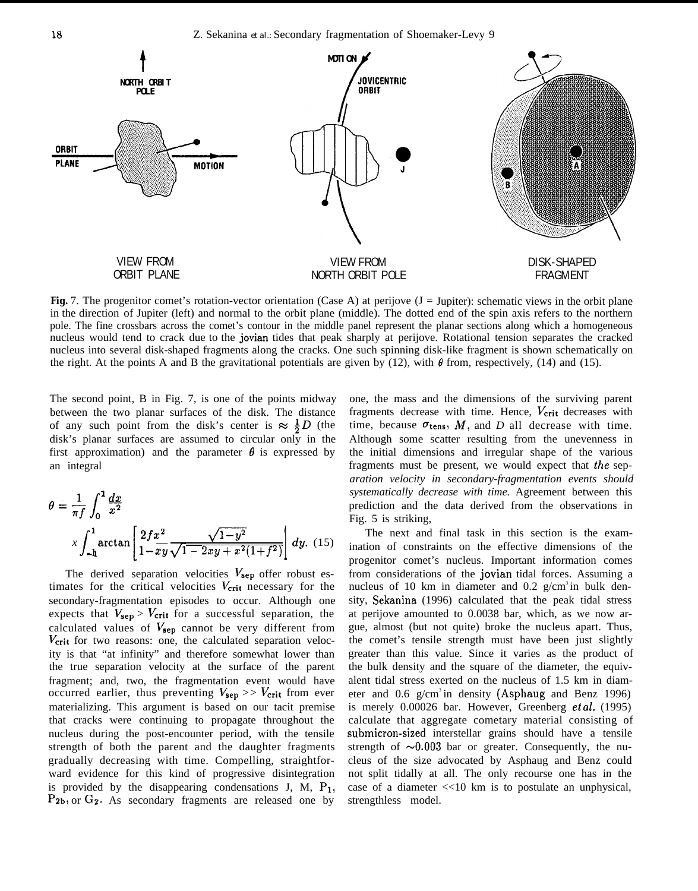VIEW FROM ORBIT PLANE — VIEW FROM NORTH ORBIT POLE — DISK-SHAPED FRAGMENT

**Fig.** 7. The progenitor comet's rotation-vector orientation (Case A) at perijove (J = Jupiter): schematic views in the orbit plane in the direction of Jupiter (left) and normal to the orbit plane (middle). The dotted end of the spin axis refers to the northern pole. The fine crossbars across the comet's contour in the middle panel represent the planar sections along which a homogeneous nucleus would tend to crack due to the jovian tides that peak sharply at perijove. Rotational tension separates the cracked nucleus into several disk-shaped fragments along the cracks. One such spinning disk-like fragment is shown schematically on the right. At the points A and B the gravitational potentials are given by (12), with $\theta$ from, respectively, (14) and (15).

The second point, B in Fig. 7, is one of the points midway between the two planar surfaces of the disk. The distance of any such point from the disk's center is $\approx \frac{1}{2}D$ (the disk's planar surfaces are assumed to circular only in the first approximation) and the parameter $\theta$ is expressed by an integral

$$\theta = \frac{1}{\pi f} \int_0^1 \frac{dx}{x^2} \times \int_{-1}^{1} \arctan\left[\frac{2fx^2}{1-xy} \frac{\sqrt{1-y^2}}{\sqrt{1-2xy+x^2(1+f^2)}}\right] dy. \quad (15)$$

The derived separation velocities $V_{\rm sep}$ offer robust estimates for the critical velocities $V_{\rm crit}$ necessary for the secondary-fragmentation episodes to occur. Although one expects that $V_{\rm sep} > V_{\rm crit}$ for a successful separation, the calculated values of $V_{\rm sep}$ cannot be very different from $V_{\rm crit}$ for two reasons: one, the calculated separation velocity is that "at infinity" and therefore somewhat lower than the true separation velocity at the surface of the parent fragment; and, two, the fragmentation event would have occurred earlier, thus preventing $V_{\rm sep} >> V_{\rm crit}$ from ever materializing. This argument is based on our tacit premise that cracks were continuing to propagate throughout the nucleus during the post-encounter period, with the tensile strength of both the parent and the daughter fragments gradually decreasing with time. Compelling, straightforward evidence for this kind of progressive disintegration is provided by the disappearing condensations J, M, $P_1$, $P_{2b}$, or $G_2$. As secondary fragments are released one by one, the mass and the dimensions of the surviving parent fragments decrease with time. Hence, $V_{\rm crit}$ decreases with time, because $\sigma_{\rm tens}$, $M$, and $D$ all decrease with time. Although some scatter resulting from the unevenness in the initial dimensions and irregular shape of the various fragments must be present, we would expect that *the separation velocity in secondary-fragmentation events should systematically decrease with time.* Agreement between this prediction and the data derived from the observations in Fig. 5 is striking,

The next and final task in this section is the examination of constraints on the effective dimensions of the progenitor comet's nucleus. Important information comes from considerations of the jovian tidal forces. Assuming a nucleus of 10 km in diameter and 0.2 g/cm$^3$ in bulk density, Sekanina (1996) calculated that the peak tidal stress at perijove amounted to 0.0038 bar, which, as we now argue, almost (but not quite) broke the nucleus apart. Thus, the comet's tensile strength must have been just slightly greater than this value. Since it varies as the product of the bulk density and the square of the diameter, the equivalent tidal stress exerted on the nucleus of 1.5 km in diameter and 0.6 g/cm$^3$ in density (Asphaug and Benz 1996) is merely 0.00026 bar. However, Greenberg *et al.* (1995) calculate that aggregate cometary material consisting of submicron-sized interstellar grains should have a tensile strength of $\sim$0.003 bar or greater. Consequently, the nucleus of the size advocated by Asphaug and Benz could not split tidally at all. The only recourse one has in the case of a diameter <<10 km is to postulate an unphysical, strengthless model.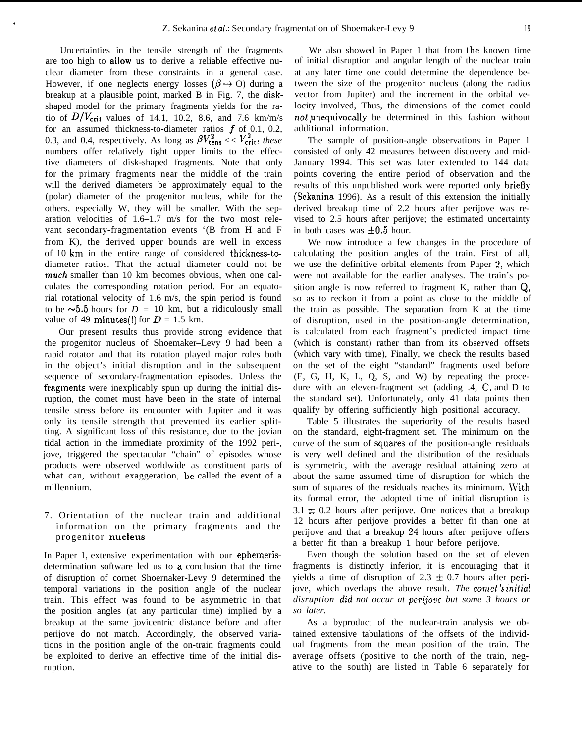Uncertainties in the tensile strength of the fragments are too high to allow us to derive a reliable effective nuclear diameter from these constraints in a general case. However, if one neglects energy losses ($\beta \rightarrow 0$) during a breakup at a plausible point, marked B in Fig. 7, the disk-shaped model for the primary fragments yields for the ratio of $D/V_{\rm crit}$ values of 14.1, 10.2, 8.6, and 7.6 km/m/s for an assumed thickness-to-diameter ratios $f$ of 0.1, 0.2, 0.3, and 0.4, respectively. As long as $\beta V_{\rm tens}^2 << V_{\rm crit}^2$, *these* numbers offer relatively tight upper limits to the effective diameters of disk-shaped fragments. Note that only for the primary fragments near the middle of the train will the derived diameters be approximately equal to the (polar) diameter of the progenitor nucleus, while for the others, especially W, they will be smaller. With the separation velocities of 1.6–1.7 m/s for the two most relevant secondary-fragmentation events '(B from H and F from K), the derived upper bounds are well in excess of 10 km in the entire range of considered thickness-to-diameter ratios. That the actual diameter could not be *much* smaller than 10 km becomes obvious, when one calculates the corresponding rotation period. For an equatorial rotational velocity of 1.6 m/s, the spin period is found to be ~5.5 hours for $D$ = 10 km, but a ridiculously small value of 49 minutes(!) for $D$ = 1.5 km.

Our present results thus provide strong evidence that the progenitor nucleus of Shoemaker–Levy 9 had been a rapid rotator and that its rotation played major roles both in the object's initial disruption and in the subsequent sequence of secondary-fragmentation episodes. Unless the fragments were inexplicably spun up during the initial disruption, the comet must have been in the state of internal tensile stress before its encounter with Jupiter and it was only its tensile strength that prevented its earlier splitting. A significant loss of this resistance, due to the jovian tidal action in the immediate proximity of the 1992 perijove, triggered the spectacular "chain" of episodes whose products were observed worldwide as constituent parts of what can, without exaggeration, be called the event of a millennium.

## 7. Orientation of the nuclear train and additional information on the primary fragments and the progenitor nucleus

In Paper 1, extensive experimentation with our ephemeris-determination software led us to a conclusion that the time of disruption of cornet Shoernaker-Levy 9 determined the temporal variations in the position angle of the nuclear train. This effect was found to be asymmetric in that the position angles (at any particular time) implied by a breakup at the same jovicentric distance before and after perijove do not match. Accordingly, the observed variations in the position angle of the on-train fragments could be exploited to derive an effective time of the initial disruption.

We also showed in Paper 1 that from the known time of initial disruption and angular length of the nuclear train at any later time one could determine the dependence between the size of the progenitor nucleus (along the radius vector from Jupiter) and the increment in the orbital velocity involved, Thus, the dimensions of the comet could *not* unequivocally be determined in this fashion without additional information.

The sample of position-angle observations in Paper 1 consisted of only 42 measures between discovery and mid-January 1994. This set was later extended to 144 data points covering the entire period of observation and the results of this unpublished work were reported only briefly (Sekanina 1996). As a result of this extension the initially derived breakup time of 2.2 hours after perijove was revised to 2.5 hours after perijove; the estimated uncertainty in both cases was ±0.5 hour.

We now introduce a few changes in the procedure of calculating the position angles of the train. First of all, we use the definitive orbital elements from Paper 2, which were not available for the earlier analyses. The train's position angle is now referred to fragment K, rather than Q, so as to reckon it from a point as close to the middle of the train as possible. The separation from K at the time of disruption, used in the position-angle determination, is calculated from each fragment's predicted impact time (which is constant) rather than from its observed offsets (which vary with time), Finally, we check the results based on the set of the eight "standard" fragments used before (E, G, H, K, L, Q, S, and W) by repeating the procedure with an eleven-fragment set (adding .4, C, and D to the standard set). Unfortunately, only 41 data points then qualify by offering sufficiently high positional accuracy.

Table 5 illustrates the superiority of the results based on the standard, eight-fragment set. The minimum on the curve of the sum of squares of the position-angle residuals is very well defined and the distribution of the residuals is symmetric, with the average residual attaining zero at about the same assumed time of disruption for which the sum of squares of the residuals reaches its minimum. With its formal error, the adopted time of initial disruption is 3.1 ± 0.2 hours after perijove. One notices that a breakup 12 hours after perijove provides a better fit than one at perijove and that a breakup 24 hours after perijove offers a better fit than a breakup 1 hour before perijove.

Even though the solution based on the set of eleven fragments is distinctly inferior, it is encouraging that it yields a time of disruption of 2.3 ± 0.7 hours after perijove, which overlaps the above result. *The comet's initial disruption did not occur at perijove but some 3 hours or so later.*

As a byproduct of the nuclear-train analysis we obtained extensive tabulations of the offsets of the individual fragments from the mean position of the train. The average offsets (positive to the north of the train, negative to the south) are listed in Table 6 separately for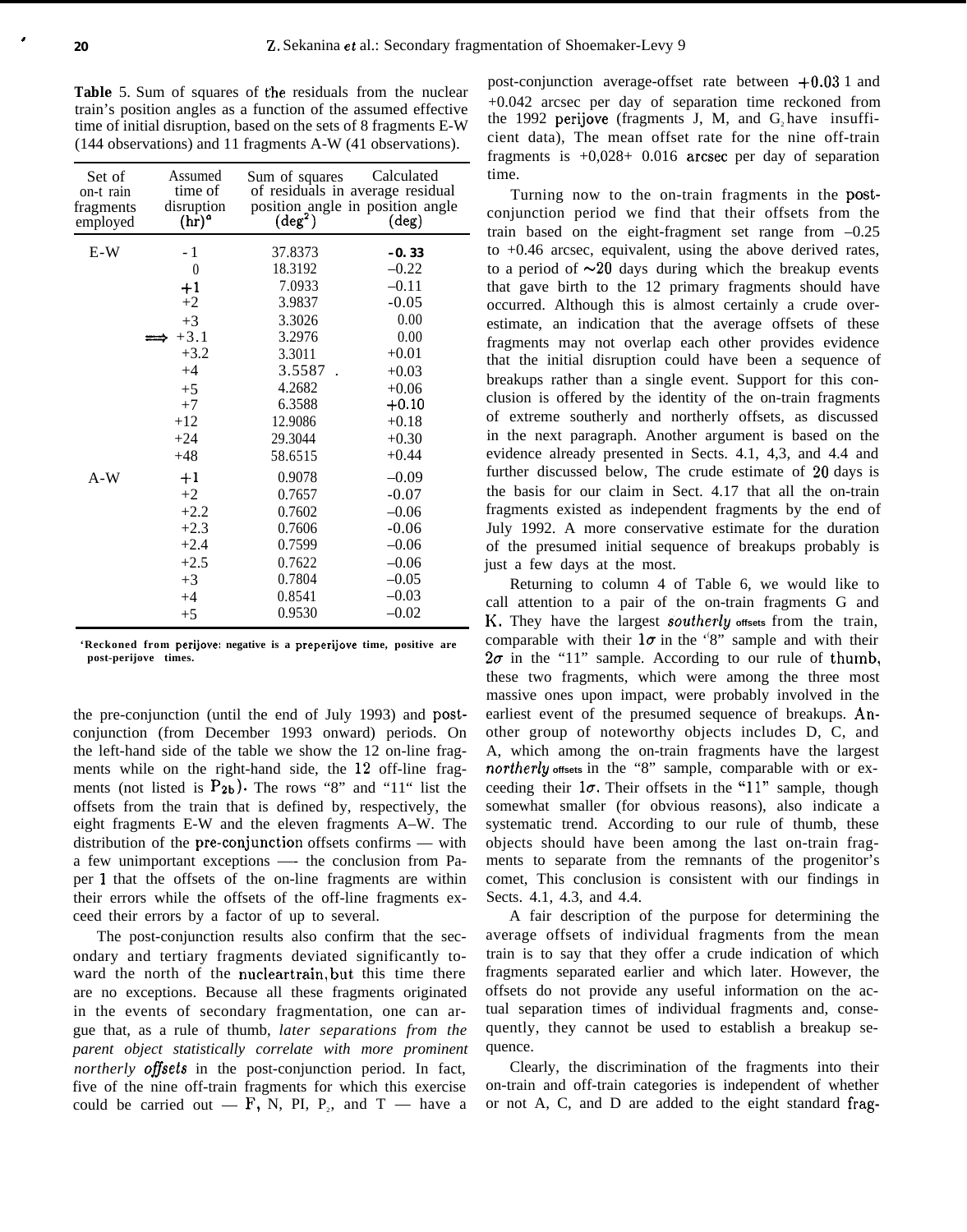**Table** 5. Sum of squares of the residuals from the nuclear train's position angles as a function of the assumed effective time of initial disruption, based on the sets of 8 fragments E-W (144 observations) and 11 fragments A-W (41 observations).

| Set of on-train fragments employed | Assumed time of disruption (hr)[a] | Sum of squares of residuals in position angle (deg²) | Calculated average residual in position angle (deg) |
|---|---|---|---|
| E-W | -1 | 37.8373 | -0.33 |
| | 0 | 18.3192 | –0.22 |
| | +1 | 7.0933 | –0.11 |
| | +2 | 3.9837 | -0.05 |
| | +3 | 3.3026 | 0.00 |
| | ⟹ +3.1 | 3.2976 | 0.00 |
| | +3.2 | 3.3011 | +0.01 |
| | +4 | 3.5587 | +0.03 |
| | +5 | 4.2682 | +0.06 |
| | +7 | 6.3588 | +0.10 |
| | +12 | 12.9086 | +0.18 |
| | +24 | 29.3044 | +0.30 |
| | +48 | 58.6515 | +0.44 |
| A-W | +1 | 0.9078 | –0.09 |
| | +2 | 0.7657 | -0.07 |
| | +2.2 | 0.7602 | –0.06 |
| | +2.3 | 0.7606 | -0.06 |
| | +2.4 | 0.7599 | –0.06 |
| | +2.5 | 0.7622 | –0.06 |
| | +3 | 0.7804 | –0.05 |
| | +4 | 0.8541 | –0.03 |
| | +5 | 0.9530 | –0.02 |

[a] Reckoned from perijove: negative is a preperijove time, positive are post-perijove times.

the pre-conjunction (until the end of July 1993) and post-conjunction (from December 1993 onward) periods. On the left-hand side of the table we show the 12 on-line fragments while on the right-hand side, the 12 off-line fragments (not listed is $P_{2b}$). The rows "8" and "11" list the offsets from the train that is defined by, respectively, the eight fragments E-W and the eleven fragments A–W. The distribution of the pre-conjunction offsets confirms — with a few unimportant exceptions — the conclusion from Paper 1 that the offsets of the on-line fragments are within their errors while the offsets of the off-line fragments exceed their errors by a factor of up to several.

The post-conjunction results also confirm that the secondary and tertiary fragments deviated significantly toward the north of the nuclear train, but this time there are no exceptions. Because all these fragments originated in the events of secondary fragmentation, one can argue that, as a rule of thumb, *later separations from the parent object statistically correlate with more prominent northerly offsets* in the post-conjunction period. In fact, five of the nine off-train fragments for which this exercise could be carried out — F, N, PI, $P_2$, and T — have a post-conjunction average-offset rate between +0.031 and +0.042 arcsec per day of separation time reckoned from the 1992 perijove (fragments J, M, and $G_2$ have insufficient data), The mean offset rate for the nine off-train fragments is +0,028± 0.016 arcsec per day of separation time.

Turning now to the on-train fragments in the post-conjunction period we find that their offsets from the train based on the eight-fragment set range from –0.25 to +0.46 arcsec, equivalent, using the above derived rates, to a period of ~20 days during which the breakup events that gave birth to the 12 primary fragments should have occurred. Although this is almost certainly a crude overestimate, an indication that the average offsets of these fragments may not overlap each other provides evidence that the initial disruption could have been a sequence of breakups rather than a single event. Support for this conclusion is offered by the identity of the on-train fragments of extreme southerly and northerly offsets, as discussed in the next paragraph. Another argument is based on the evidence already presented in Sects. 4.1, 4,3, and 4.4 and further discussed below, The crude estimate of 20 days is the basis for our claim in Sect. 4.17 that all the on-train fragments existed as independent fragments by the end of July 1992. A more conservative estimate for the duration of the presumed initial sequence of breakups probably is just a few days at the most.

Returning to column 4 of Table 6, we would like to call attention to a pair of the on-train fragments G and K. They have the largest *southerly offsets* from the train, comparable with their $1\sigma$ in the "8" sample and with their $2\sigma$ in the "11" sample. According to our rule of thumb, these two fragments, which were among the three most massive ones upon impact, were probably involved in the earliest event of the presumed sequence of breakups. Another group of noteworthy objects includes D, C, and A, which among the on-train fragments have the largest *northerly offsets* in the "8" sample, comparable with or exceeding their $1\sigma$. Their offsets in the "11" sample, though somewhat smaller (for obvious reasons), also indicate a systematic trend. According to our rule of thumb, these objects should have been among the last on-train fragments to separate from the remnants of the progenitor's comet, This conclusion is consistent with our findings in Sects. 4.1, 4.3, and 4.4.

A fair description of the purpose for determining the average offsets of individual fragments from the mean train is to say that they offer a crude indication of which fragments separated earlier and which later. However, the offsets do not provide any useful information on the actual separation times of individual fragments and, consequently, they cannot be used to establish a breakup sequence.

Clearly, the discrimination of the fragments into their on-train and off-train categories is independent of whether or not A, C, and D are added to the eight standard frag-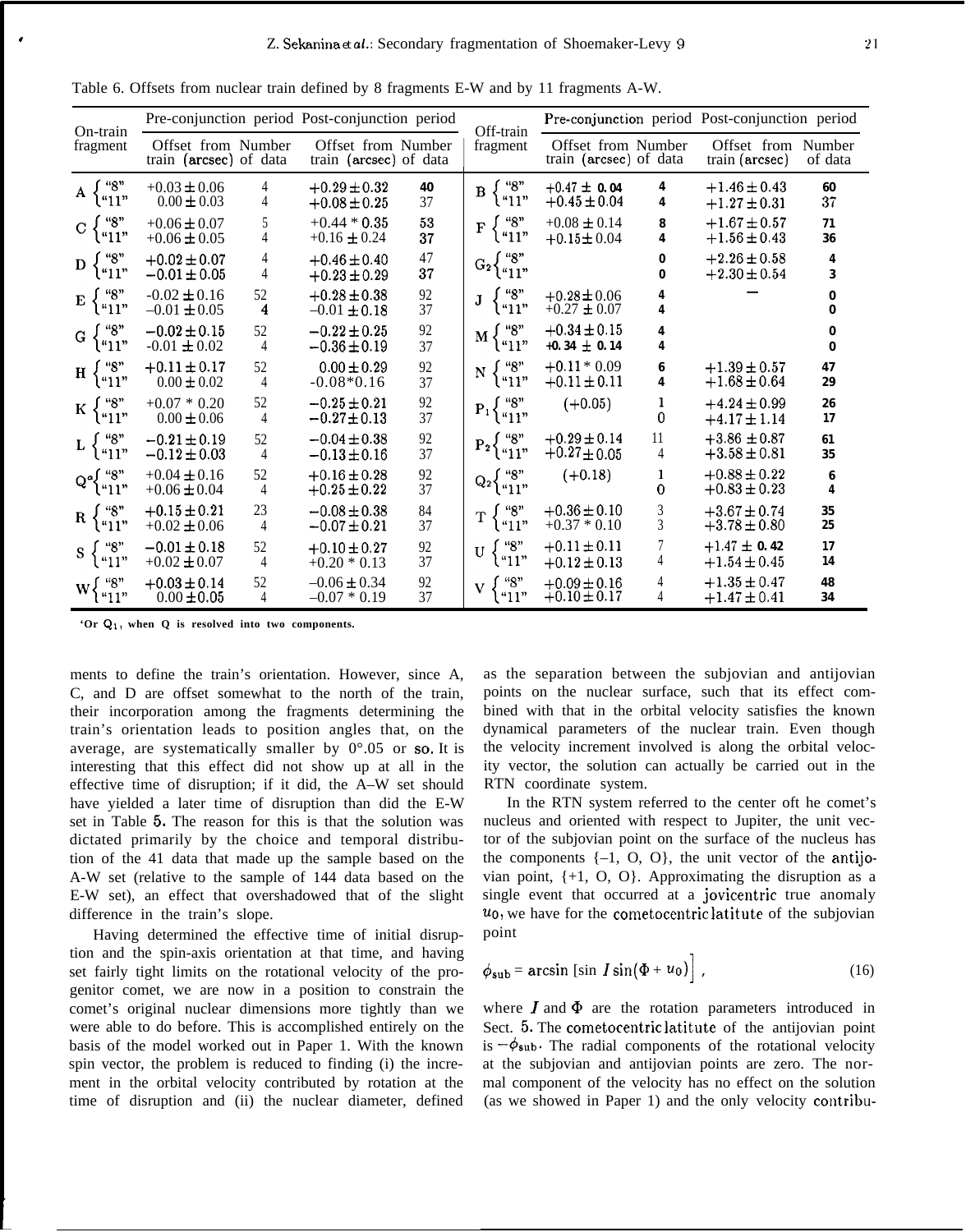Table 6. Offsets from nuclear train defined by 8 fragments E-W and by 11 fragments A-W.

| On-train fragment | | Pre-conjunction period | | Post-conjunction period | | Off-train fragment | | Pre-conjunction period | | Post-conjunction period | |
|---|---|---|---|---|---|---|---|---|---|---|---|
| | | Offset from train (arcsec) | Number of data | Offset from train (arcsec) | Number of data | | | Offset from train (arcsec) | Number of data | Offset from train (arcsec) | Number of data |
| A | "8" | +0.03 ± 0.06 | 4 | +0.29 ± 0.32 | 40 | B | "8" | +0.47 ± 0.04 | 4 | +1.46 ± 0.43 | 60 |
| | "11" | 0.00 ± 0.03 | 4 | +0.08 ± 0.25 | 37 | | "11" | +0.45 ± 0.04 | 4 | +1.27 ± 0.31 | 37 |
| C | "8" | +0.06 ± 0.07 | 5 | +0.44 * 0.35 | 53 | F | "8" | +0.08 ± 0.14 | 8 | +1.67 ± 0.57 | 71 |
| | "11" | +0.06 ± 0.05 | 4 | +0.16 ± 0.24 | 37 | | "11" | +0.15 ± 0.04 | 4 | +1.56 ± 0.43 | 36 |
| D | "8" | +0.02 ± 0.07 | 4 | +0.46 ± 0.40 | 47 | $G_2$ | "8" | | 0 | +2.26 ± 0.58 | 4 |
| | "11" | −0.01 ± 0.05 | 4 | +0.23 ± 0.29 | 37 | | "11" | | 0 | +2.30 ± 0.54 | 3 |
| E | "8" | -0.02 ± 0.16 | 52 | +0.28 ± 0.38 | 92 | J | "8" | +0.28 ± 0.06 | 4 | — | 0 |
| | "11" | −0.01 ± 0.05 | 4 | −0.01 ± 0.18 | 37 | | "11" | +0.27 ± 0.07 | 4 | | 0 |
| G | "8" | −0.02 ± 0.15 | 52 | −0.22 ± 0.25 | 92 | M | "8" | +0.34 ± 0.15 | 4 | | 0 |
| | "11" | -0.01 ± 0.02 | 4 | −0.36 ± 0.19 | 37 | | "11" | +0.34 ± 0.14 | 4 | | 0 |
| H | "8" | +0.11 ± 0.17 | 52 | 0.00 ± 0.29 | 92 | N | "8" | +0.11 * 0.09 | 6 | +1.39 ± 0.57 | 47 |
| | "11" | 0.00 ± 0.02 | 4 | -0.08*0.16 | 37 | | "11" | +0.11 ± 0.11 | 4 | +1.68 ± 0.64 | 29 |
| K | "8" | +0.07 * 0.20 | 52 | −0.25 ± 0.21 | 92 | $P_1$ | "8" | (+0.05) | 1 | +4.24 ± 0.99 | 26 |
| | "11" | 0.00 ± 0.06 | 4 | −0.27 ± 0.13 | 37 | | "11" | | 0 | +4.17 ± 1.14 | 17 |
| L | "8" | −0.21 ± 0.19 | 52 | −0.04 ± 0.38 | 92 | $P_2$ | "8" | +0.29 ± 0.14 | 11 | +3.86 ± 0.87 | 61 |
| | "11" | −0.12 ± 0.03 | 4 | −0.13 ± 0.16 | 37 | | "11" | +0.27 ± 0.05 | 4 | +3.58 ± 0.81 | 35 |
| $Q^a$ | "8" | +0.04 ± 0.16 | 52 | +0.16 ± 0.28 | 92 | $Q_2$ | "8" | (+0.18) | 1 | +0.88 ± 0.22 | 6 |
| | "11" | +0.06 ± 0.04 | 4 | +0.25 ± 0.22 | 37 | | "11" | | 0 | +0.83 ± 0.23 | 4 |
| R | "8" | +0.15 ± 0.21 | 23 | −0.08 ± 0.38 | 84 | T | "8" | +0.36 ± 0.10 | 3 | +3.67 ± 0.74 | 35 |
| | "11" | +0.02 ± 0.06 | 4 | −0.07 ± 0.21 | 37 | | "11" | +0.37 * 0.10 | 3 | +3.78 ± 0.80 | 25 |
| S | "8" | −0.01 ± 0.18 | 52 | +0.10 ± 0.27 | 92 | U | "8" | +0.11 ± 0.11 | 7 | +1.47 ± 0.42 | 17 |
| | "11" | +0.02 ± 0.07 | 4 | +0.20 * 0.13 | 37 | | "11" | +0.12 ± 0.13 | 4 | +1.54 ± 0.45 | 14 |
| W | "8" | +0.03 ± 0.14 | 52 | −0.06 ± 0.34 | 92 | V | "8" | +0.09 ± 0.16 | 4 | +1.35 ± 0.47 | 48 |
| | "11" | 0.00 ± 0.05 | 4 | −0.07 * 0.19 | 37 | | "11" | +0.10 ± 0.17 | 4 | +1.47 ± 0.41 | 34 |

[a]Or $Q_1$, when Q is resolved into two components.

ments to define the train's orientation. However, since A, C, and D are offset somewhat to the north of the train, their incorporation among the fragments determining the train's orientation leads to position angles that, on the average, are systematically smaller by 0°.05 or so. It is interesting that this effect did not show up at all in the effective time of disruption; if it did, the A–W set should have yielded a later time of disruption than did the E-W set in Table 5. The reason for this is that the solution was dictated primarily by the choice and temporal distribution of the 41 data that made up the sample based on the A-W set (relative to the sample of 144 data based on the E-W set), an effect that overshadowed that of the slight difference in the train's slope.

Having determined the effective time of initial disruption and the spin-axis orientation at that time, and having set fairly tight limits on the rotational velocity of the progenitor comet, we are now in a position to constrain the comet's original nuclear dimensions more tightly than we were able to do before. This is accomplished entirely on the basis of the model worked out in Paper 1. With the known spin vector, the problem is reduced to finding (i) the increment in the orbital velocity contributed by rotation at the time of disruption and (ii) the nuclear diameter, defined as the separation between the subjovian and antijovian points on the nuclear surface, such that its effect combined with that in the orbital velocity satisfies the known dynamical parameters of the nuclear train. Even though the velocity increment involved is along the orbital velocity vector, the solution can actually be carried out in the RTN coordinate system.

In the RTN system referred to the center oft he comet's nucleus and oriented with respect to Jupiter, the unit vector of the subjovian point on the surface of the nucleus has the components {–1, O, O}, the unit vector of the antijovian point, {+1, O, O}. Approximating the disruption as a single event that occurred at a jovicentric true anomaly $u_0$, we have for the cometocentric latitute of the subjovian point

$$\phi_{\rm sub} = \arcsin \left[\sin I \sin(\Phi + u_0)\right] , \qquad (16)$$

where $I$ and $\Phi$ are the rotation parameters introduced in Sect. 5. The cometocentric latitute of the antijovian point is $-\phi_{\rm sub}$. The radial components of the rotational velocity at the subjovian and antijovian points are zero. The normal component of the velocity has no effect on the solution (as we showed in Paper 1) and the only velocity contribu-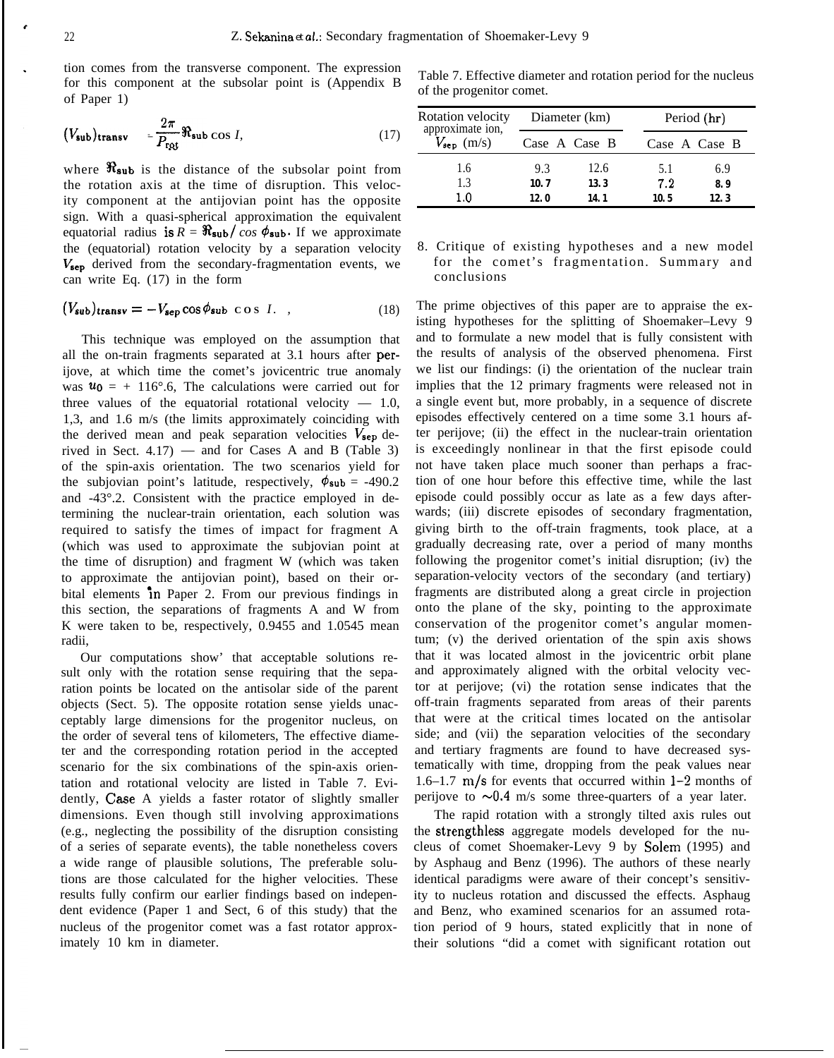tion comes from the transverse component. The expression for this component at the subsolar point is (Appendix B of Paper 1)

$$(V_{\rm sub})_{\rm transv} = \frac{2\pi}{P_{\rm rot}} \Re_{\rm sub} \cos I, \tag{17}$$

where $\Re_{\rm sub}$ is the distance of the subsolar point from the rotation axis at the time of disruption. This velocity component at the antijovian point has the opposite sign. With a quasi-spherical approximation the equivalent equatorial radius is $R = \Re_{\rm sub}/\cos\phi_{\rm sub}$. If we approximate the (equatorial) rotation velocity by a separation velocity $V_{\rm sep}$ derived from the secondary-fragmentation events, we can write Eq. (17) in the form

$$(V_{\rm sub})_{\rm transv} = -V_{\rm sep}\cos\phi_{\rm sub}\cos I. \tag{18}$$

This technique was employed on the assumption that all the on-train fragments separated at 3.1 hours after perijove, at which time the comet's jovicentric true anomaly was $u_0 = +116°.6$, The calculations were carried out for three values of the equatorial rotational velocity — 1.0, 1,3, and 1.6 m/s (the limits approximately coinciding with the derived mean and peak separation velocities $V_{\rm sep}$ derived in Sect. 4.17) — and for Cases A and B (Table 3) of the spin-axis orientation. The two scenarios yield for the subjovian point's latitude, respectively, $\phi_{\rm sub} = -49°.2$ and -43°.2. Consistent with the practice employed in determining the nuclear-train orientation, each solution was required to satisfy the times of impact for fragment A (which was used to approximate the subjovian point at the time of disruption) and fragment W (which was taken to approximate the antijovian point), based on their orbital elements in Paper 2. From our previous findings in this section, the separations of fragments A and W from K were taken to be, respectively, 0.9455 and 1.0545 mean radii,

Our computations show' that acceptable solutions result only with the rotation sense requiring that the separation points be located on the antisolar side of the parent objects (Sect. 5). The opposite rotation sense yields unacceptably large dimensions for the progenitor nucleus, on the order of several tens of kilometers, The effective diameter and the corresponding rotation period in the accepted scenario for the six combinations of the spin-axis orientation and rotational velocity are listed in Table 7. Evidently, Case A yields a faster rotator of slightly smaller dimensions. Even though still involving approximations (e.g., neglecting the possibility of the disruption consisting of a series of separate events), the table nonetheless covers a wide range of plausible solutions, The preferable solutions are those calculated for the higher velocities. These results fully confirm our earlier findings based on independent evidence (Paper 1 and Sect, 6 of this study) that the nucleus of the progenitor comet was a fast rotator approximately 10 km in diameter.

Table 7. Effective diameter and rotation period for the nucleus of the progenitor comet.

| Rotation velocity approximation, $V_{\rm sep}$ (m/s) | Diameter (km) | | Period (hr) | |
|---|---|---|---|---|
| | Case A | Case B | Case A | Case B |
| 1.6 | 9.3 | 12.6 | 5.1 | 6.9 |
| 1.3 | 10.7 | 13.3 | 7.2 | 8.9 |
| 1.0 | 12.0 | 14.1 | 10.5 | 12.3 |

## 8. Critique of existing hypotheses and a new model for the comet's fragmentation. Summary and conclusions

The prime objectives of this paper are to appraise the existing hypotheses for the splitting of Shoemaker–Levy 9 and to formulate a new model that is fully consistent with the results of analysis of the observed phenomena. First we list our findings: (i) the orientation of the nuclear train implies that the 12 primary fragments were released not in a single event but, more probably, in a sequence of discrete episodes effectively centered on a time some 3.1 hours after perijove; (ii) the effect in the nuclear-train orientation is exceedingly nonlinear in that the first episode could not have taken place much sooner than perhaps a fraction of one hour before this effective time, while the last episode could possibly occur as late as a few days afterwards; (iii) discrete episodes of secondary fragmentation, giving birth to the off-train fragments, took place, at a gradually decreasing rate, over a period of many months following the progenitor comet's initial disruption; (iv) the separation-velocity vectors of the secondary (and tertiary) fragments are distributed along a great circle in projection onto the plane of the sky, pointing to the approximate conservation of the progenitor comet's angular momentum; (v) the derived orientation of the spin axis shows that it was located almost in the jovicentric orbit plane and approximately aligned with the orbital velocity vector at perijove; (vi) the rotation sense indicates that the off-train fragments separated from areas of their parents that were at the critical times located on the antisolar side; and (vii) the separation velocities of the secondary and tertiary fragments are found to have decreased systematically with time, dropping from the peak values near 1.6–1.7 m/s for events that occurred within 1–2 months of perijove to ~0.4 m/s some three-quarters of a year later.

The rapid rotation with a strongly tilted axis rules out the strengthless aggregate models developed for the nucleus of comet Shoemaker-Levy 9 by Solem (1995) and by Asphaug and Benz (1996). The authors of these nearly identical paradigms were aware of their concept's sensitivity to nucleus rotation and discussed the effects. Asphaug and Benz, who examined scenarios for an assumed rotation period of 9 hours, stated explicitly that in none of their solutions "did a comet with significant rotation out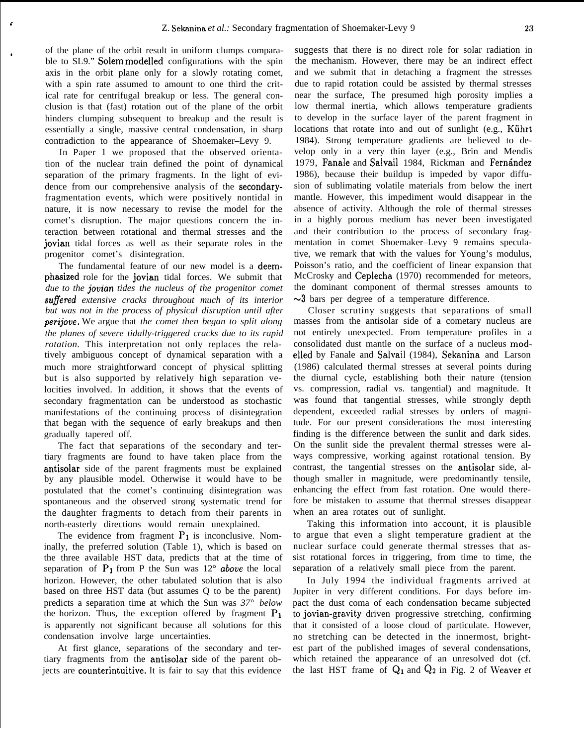of the plane of the orbit result in uniform clumps comparable to SL9." Solem modelled configurations with the spin axis in the orbit plane only for a slowly rotating comet, with a spin rate assumed to amount to one third the critical rate for centrifugal breakup or less. The general conclusion is that (fast) rotation out of the plane of the orbit hinders clumping subsequent to breakup and the result is essentially a single, massive central condensation, in sharp contradiction to the appearance of Shoemaker–Levy 9.

In Paper 1 we proposed that the observed orientation of the nuclear train defined the point of dynamical separation of the primary fragments. In the light of evidence from our comprehensive analysis of the secondary-fragmentation events, which were positively nontidal in nature, it is now necessary to revise the model for the comet's disruption. The major questions concern the interaction between rotational and thermal stresses and the jovian tidal forces as well as their separate roles in the progenitor comet's disintegration.

The fundamental feature of our new model is a deemphasized role for the jovian tidal forces. We submit that *due to the jovian tides the nucleus of the progenitor comet suffered extensive cracks throughout much of its interior but was not in the process of physical disruption until after perijove*. We argue that *the comet then began to split along the planes of severe tidally-triggered cracks due to its rapid rotation*. This interpretation not only replaces the relatively ambiguous concept of dynamical separation with a much more straightforward concept of physical splitting but is also supported by relatively high separation velocities involved. In addition, it shows that the events of secondary fragmentation can be understood as stochastic manifestations of the continuing process of disintegration that began with the sequence of early breakups and then gradually tapered off.

The fact that separations of the secondary and tertiary fragments are found to have taken place from the antisolar side of the parent fragments must be explained by any plausible model. Otherwise it would have to be postulated that the comet's continuing disintegration was spontaneous and the observed strong systematic trend for the daughter fragments to detach from their parents in north-easterly directions would remain unexplained.

The evidence from fragment $P_1$ is inconclusive. Nominally, the preferred solution (Table 1), which is based on the three available HST data, predicts that at the time of separation of $P_1$ from P the Sun was 12° *above* the local horizon. However, the other tabulated solution that is also based on three HST data (but assumes Q to be the parent) predicts a separation time at which the Sun was *37° below* the horizon. Thus, the exception offered by fragment $P_1$ is apparently not significant because all solutions for this condensation involve large uncertainties.

At first glance, separations of the secondary and tertiary fragments from the antisolar side of the parent objects are counterintuitive. It is fair to say that this evidence suggests that there is no direct role for solar radiation in the mechanism. However, there may be an indirect effect and we submit that in detaching a fragment the stresses due to rapid rotation could be assisted by thermal stresses near the surface, The presumed high porosity implies a low thermal inertia, which allows temperature gradients to develop in the surface layer of the parent fragment in locations that rotate into and out of sunlight (e.g., Kührt 1984). Strong temperature gradients are believed to develop only in a very thin layer (e.g., Brin and Mendis 1979, Fanale and Salvail 1984, Rickman and Fernández 1986), because their buildup is impeded by vapor diffusion of sublimating volatile materials from below the inert mantle. However, this impediment would disappear in the absence of activity. Although the role of thermal stresses in a highly porous medium has never been investigated and their contribution to the process of secondary fragmentation in comet Shoemaker–Levy 9 remains speculative, we remark that with the values for Young's modulus, Poisson's ratio, and the coefficient of linear expansion that McCrosky and Ceplecha (1970) recommended for meteors, the dominant component of thermal stresses amounts to $\sim$3 bars per degree of a temperature difference.

Closer scrutiny suggests that separations of small masses from the antisolar side of a cometary nucleus are not entirely unexpected. From temperature profiles in a consolidated dust mantle on the surface of a nucleus modelled by Fanale and Salvail (1984), Sekanina and Larson (1986) calculated thermal stresses at several points during the diurnal cycle, establishing both their nature (tension vs. compression, radial vs. tangential) and magnitude. It was found that tangential stresses, while strongly depth dependent, exceeded radial stresses by orders of magnitude. For our present considerations the most interesting finding is the difference between the sunlit and dark sides. On the sunlit side the prevalent thermal stresses were always compressive, working against rotational tension. By contrast, the tangential stresses on the antisolar side, although smaller in magnitude, were predominantly tensile, enhancing the effect from fast rotation. One would therefore be mistaken to assume that thermal stresses disappear when an area rotates out of sunlight.

Taking this information into account, it is plausible to argue that even a slight temperature gradient at the nuclear surface could generate thermal stresses that assist rotational forces in triggering, from time to time, the separation of a relatively small piece from the parent.

In July 1994 the individual fragments arrived at Jupiter in very different conditions. For days before impact the dust coma of each condensation became subjected to jovian-gravity driven progressive stretching, confirming that it consisted of a loose cloud of particulate. However, no stretching can be detected in the innermost, brightest part of the published images of several condensations, which retained the appearance of an unresolved dot (cf. the last HST frame of $Q_1$ and $Q_2$ in Fig. 2 of Weaver *et*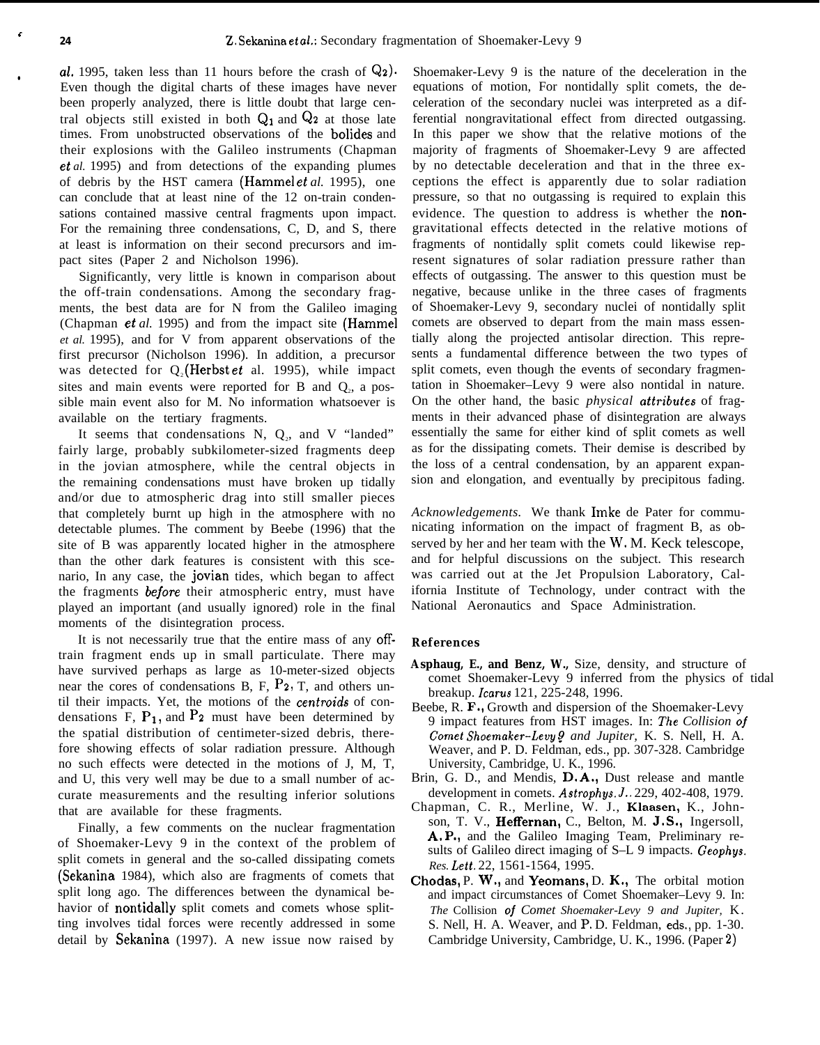*al.* 1995, taken less than 11 hours before the crash of $Q_2$). Even though the digital charts of these images have never been properly analyzed, there is little doubt that large central objects still existed in both $Q_1$ and $Q_2$ at those late times. From unobstructed observations of the bolides and their explosions with the Galileo instruments (Chapman *et al.* 1995) and from detections of the expanding plumes of debris by the HST camera (Hammel *et al.* 1995), one can conclude that at least nine of the 12 on-train condensations contained massive central fragments upon impact. For the remaining three condensations, C, D, and S, there at least is information on their second precursors and impact sites (Paper 2 and Nicholson 1996).

Significantly, very little is known in comparison about the off-train condensations. Among the secondary fragments, the best data are for N from the Galileo imaging (Chapman *et al.* 1995) and from the impact site (Hammel *et al.* 1995), and for V from apparent observations of the first precursor (Nicholson 1996). In addition, a precursor was detected for $Q_2$ (Herbst *et* al. 1995), while impact sites and main events were reported for B and $Q_2$, a possible main event also for M. No information whatsoever is available on the tertiary fragments.

It seems that condensations N, $Q_2$, and V "landed" fairly large, probably subkilometer-sized fragments deep in the jovian atmosphere, while the central objects in the remaining condensations must have broken up tidally and/or due to atmospheric drag into still smaller pieces that completely burnt up high in the atmosphere with no detectable plumes. The comment by Beebe (1996) that the site of B was apparently located higher in the atmosphere than the other dark features is consistent with this scenario, In any case, the jovian tides, which began to affect the fragments *before* their atmospheric entry, must have played an important (and usually ignored) role in the final moments of the disintegration process.

It is not necessarily true that the entire mass of any off-train fragment ends up in small particulate. There may have survived perhaps as large as 10-meter-sized objects near the cores of condensations B, F, $P_2$, T, and others until their impacts. Yet, the motions of the *centroids* of condensations F, $P_1$, and $P_2$ must have been determined by the spatial distribution of centimeter-sized debris, therefore showing effects of solar radiation pressure. Although no such effects were detected in the motions of J, M, T, and U, this very well may be due to a small number of accurate measurements and the resulting inferior solutions that are available for these fragments.

Finally, a few comments on the nuclear fragmentation of Shoemaker-Levy 9 in the context of the problem of split comets in general and the so-called dissipating comets (Sekanina 1984), which also are fragments of comets that split long ago. The differences between the dynamical behavior of nontidally split comets and comets whose splitting involves tidal forces were recently addressed in some detail by Sekanina (1997). A new issue now raised by Shoemaker-Levy 9 is the nature of the deceleration in the equations of motion, For nontidally split comets, the deceleration of the secondary nuclei was interpreted as a differential nongravitational effect from directed outgassing. In this paper we show that the relative motions of the majority of fragments of Shoemaker-Levy 9 are affected by no detectable deceleration and that in the three exceptions the effect is apparently due to solar radiation pressure, so that no outgassing is required to explain this evidence. The question to address is whether the nongravitational effects detected in the relative motions of fragments of nontidally split comets could likewise represent signatures of solar radiation pressure rather than effects of outgassing. The answer to this question must be negative, because unlike in the three cases of fragments of Shoemaker-Levy 9, secondary nuclei of nontidally split comets are observed to depart from the main mass essentially along the projected antisolar direction. This represents a fundamental difference between the two types of split comets, even though the events of secondary fragmentation in Shoemaker–Levy 9 were also nontidal in nature. On the other hand, the basic *physical attributes* of fragments in their advanced phase of disintegration are always essentially the same for either kind of split comets as well as for the dissipating comets. Their demise is described by the loss of a central condensation, by an apparent expansion and elongation, and eventually by precipitous fading.

*Acknowledgements.* We thank Imke de Pater for communicating information on the impact of fragment B, as observed by her and her team with the W. M. Keck telescope, and for helpful discussions on the subject. This research was carried out at the Jet Propulsion Laboratory, California Institute of Technology, under contract with the National Aeronautics and Space Administration.

## References

**Asphaug, E., and Benz, W.,** Size, density, and structure of comet Shoemaker-Levy 9 inferred from the physics of tidal breakup. *Icarus* 121, 225-248, 1996.

Beebe, R. F., Growth and dispersion of the Shoemaker-Levy 9 impact features from HST images. In: *The Collision of Comet Shoemaker–Levy 9 and Jupiter,* K. S. Nell, H. A. Weaver, and P. D. Feldman, eds., pp. 307-328. Cambridge University, Cambridge, U. K., 1996.

Brin, G. D., and Mendis, D. A., Dust release and mantle development in comets. *Astrophys. J.* 229, 402-408, 1979.

Chapman, C. R., Merline, W. J., Klaasen, K., Johnson, T. V., Heffernan, C., Belton, M. J. S., Ingersoll, A. P., and the Galileo Imaging Team, Preliminary results of Galileo direct imaging of S–L 9 impacts. *Geophys. Res. Lett.* 22, 1561-1564, 1995.

Chodas, P. W., and Yeomans, D. K., The orbital motion and impact circumstances of Comet Shoemaker–Levy 9. In: *The Collision of Comet Shoemaker-Levy 9 and Jupiter,* K. S. Nell, H. A. Weaver, and P. D. Feldman, eds., pp. 1-30. Cambridge University, Cambridge, U. K., 1996. (Paper 2)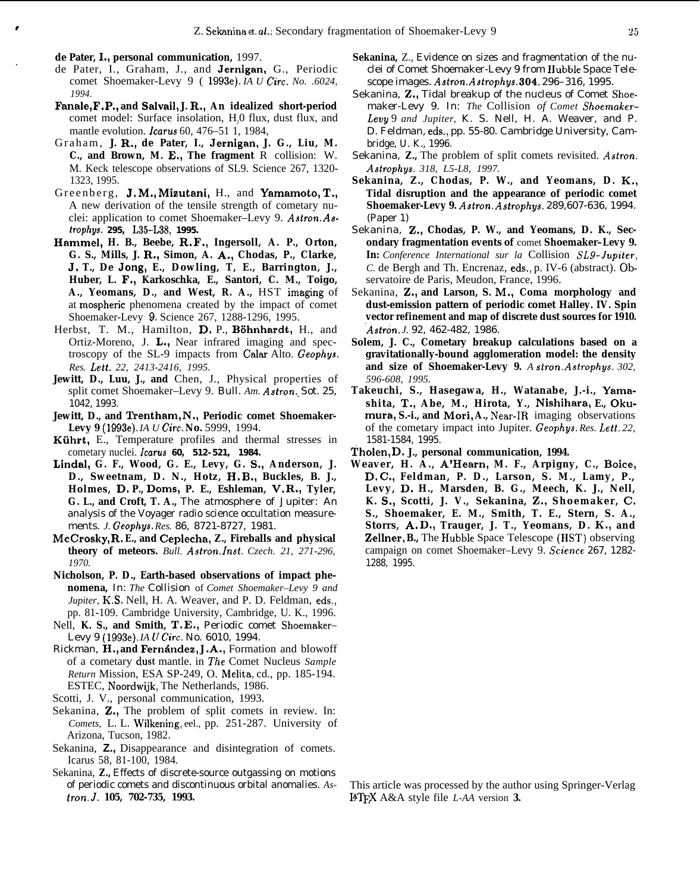de Pater, I., personal communication, 1997.

de Pater, I., Graham, J., and Jernigan, G., Periodic comet Shoemaker-Levy 9 (1993e). *IAU Circ. No. 6024*, 1994.

Fanale, F. P., and Salvail, J. R., An idealized short-period comet model: Surface insolation, $H_2O$ flux, dust flux, and mantle evolution. *Icarus* 60, 476–511, 1984,

Graham, J. R., de Pater, I., Jernigan, J. G., Liu, M. C., and Brown, M. E., The fragment R collision: W. M. Keck telescope observations of SL9. Science 267, 1320-1323, 1995.

Greenberg, J. M., Mizutani, H., and Yamamoto, T., A new derivation of the tensile strength of cometary nuclei: application to comet Shoemaker–Levy 9. *Astron. Astrophys.* 295, L35-L38, 1995.

Hammel, H. B., Beebe, R. F., Ingersoll, A. P., Orton, G. S., Mills, J. R., Simon, A. A., Chodas, P., Clarke, J. T., De Jong, E., Dowling, T, E., Barrington, J., Huber, L. F., Karkoschka, E., Santori, C. M., Toigo, A., Yeomans, D., and West, R. A., HST imaging of atmospheric phenomena created by the impact of comet Shoemaker-Levy 9. Science 267, 1288-1296, 1995.

Herbst, T. M., Hamilton, D. P., Böhnhardt, H., and Ortiz-Moreno, J. L., Near infrared imaging and spectroscopy of the SL-9 impacts from Calar Alto. *Geophys. Res. Lett. 22*, 2413-2416, 1995.

Jewitt, D., Luu, J., and Chen, J., Physical properties of split comet Shoemaker–Levy 9. *Bull. Am. Astron. Soc.* 25, 1042, 1993.

Jewitt, D., and Trentham, N., Periodic comet Shoemaker-Levy 9 (1993e). *IAU Circ.* No. 5999, 1994.

Kührt, E., Temperature profiles and thermal stresses in cometary nuclei. *Icarus* 60, 512–521, 1984.

Lindal, G. F., Wood, G. E., Levy, G. S., Anderson, J. D., Sweetnam, D. N., Hotz, H. B., Buckles, B. J., Holmes, D. P., Doms, P. E., Eshleman, V. R., Tyler, G. L., and Croft, T. A., The atmosphere of Jupiter: An analysis of the Voyager radio science occultation measurements. *J. Geophys. Res.* 86, 8721-8727, 1981.

McCrosky, R. E., and Ceplecha, Z., Fireballs and physical theory of meteors. *Bull. Astron. Inst. Czech. 21*, 271-296, 1970.

Nicholson, P. D., Earth-based observations of impact phenomena, In: *The Collision of Comet Shoemaker–Levy 9 and Jupiter*, K. S. Nell, H. A. Weaver, and P. D. Feldman, eds., pp. 81-109. Cambridge University, Cambridge, U. K., 1996.

Nell, K. S., and Smith, T. E., Periodic comet Shoemaker–Levy 9 (1993e). *IAU Circ.* No. 6010, 1994.

Rickman, H., and Fernández, J. A., Formation and blowoff of a cometary dust mantle. in *The Comet Nucleus Sample Return* Mission, ESA SP-249, O. Melita, cd., pp. 185-194. ESTEC, Noordwijk, The Netherlands, 1986.

Scotti, J. V., personal communication, 1993.

Sekanina, Z., The problem of split comets in review. In: *Comets*, L. L. Wilkening, eel., pp. 251-287. University of Arizona, Tucson, 1982.

Sekanina, Z., Disappearance and disintegration of comets. Icarus 58, 81-100, 1984.

Sekanina, Z., Effects of discrete-source outgassing on motions of periodic comets and discontinuous orbital anomalies. *Astron. J.* 105, 702-735, 1993.

Sekanina, Z., Evidence on sizes and fragmentation of the nuclei of Comet Shoemaker-Levy 9 from Hubble Space Telescope images. *Astron. Astrophys.* 304, 296–316, 1995.

Sekanina, Z., Tidal breakup of the nucleus of Comet Shoemaker-Levy 9. In: *The Collision of Comet Shoemaker–Levy 9 and Jupiter*, K. S. Nell, H. A. Weaver, and P. D. Feldman, eds., pp. 55-80. Cambridge University, Cambridge, U. K., 1996.

Sekanina, Z., The problem of split comets revisited. *Astron. Astrophys. 318*, L5-L8, 1997.

Sekanina, Z., Chodas, P. W., and Yeomans, D. K., Tidal disruption and the appearance of periodic comet Shoemaker-Levy 9. *Astron. Astrophys.* 289, 607-636, 1994. (Paper 1)

Sekanina, Z., Chodas, P. W., and Yeomans, D. K., Secondary fragmentation events of comet Shoemaker-Levy 9. In: *Conference International sur la* Collision *SL9-Jupiter*, *C.* de Bergh and Th. Encrenaz, eds., p. IV-6 (abstract). Observatoire de Paris, Meudon, France, 1996.

Sekanina, Z., and Larson, S. M., Coma morphology and dust-emission pattern of periodic comet Halley. IV. Spin vector refinement and map of discrete dust sources for 1910. *Astron. J.* 92, 462-482, 1986.

Solem, J. C., Cometary breakup calculations based on a gravitationally-bound agglomeration model: the density and size of Shoemaker-Levy 9. *Astron. Astrophys. 302*, 596-608, 1995.

Takeuchi, S., Hasegawa, H., Watanabe, J.-i., Yamashita, T., Abe, M., Hirota, Y., Nishihara, E., Okumura, S.-i., and Mori, A., Near-IR imaging observations of the cometary impact into Jupiter. *Geophys. Res. Lett. 22*, 1581-1584, 1995.

Tholen, D. J., personal communication, 1994.

Weaver, H. A., A'Hearn, M. F., Arpigny, C., Boice, D. C., Feldman, P. D., Larson, S. M., Lamy, P., Levy, D. H., Marsden, B. G., Meech, K. J., Nell, K. S., Scotti, J. V., Sekanina, Z., Shoemaker, C. S., Shoemaker, E. M., Smith, T. E., Stern, S. A., Storrs, A. D., Trauger, J. T., Yeomans, D. K., and Zellner, B., The Hubble Space Telescope (HST) observing campaign on comet Shoemaker–Levy 9. *Science* 267, 1282-1288, 1995.

This article was processed by the author using Springer-Verlag LaTeX A&A style file *L-AA* version **3.**